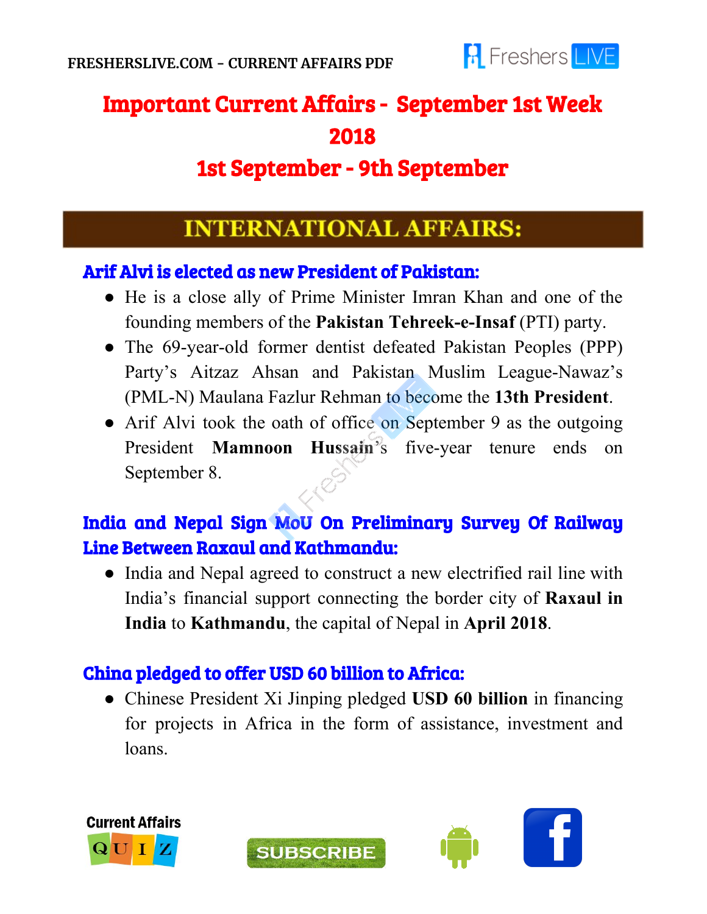# Important Current Affairs - September 1st Week 2018

# 1st September - 9th September

## INTERNATIONAL AFFAIRS:

### Arif Alvi is elected as new President of Pakistan:

- He is a close ally of Prime Minister Imran Khan and one of the founding members of the **Pakistan Tehreek-e-Insaf** (PTI) party.
- The 69-year-old former dentist defeated Pakistan Peoples (PPP) Party's Aitzaz Ahsan and Pakistan Muslim League-Nawaz's (PML-N) Maulana Fazlur Rehman to become the **13th President**.
- Arif Alvi took the oath of office on September 9 as the outgoing President **Mamnoon Hussain**'s five-year tenure ends on September 8.

### India and Nepal Sign MoU On Preliminary Survey Of Railway Line Between Raxaul and Kathmandu:

- India and Nepal agreed to construct a new electrified rail line with India's financial support connecting the border city of **Raxaul in India** to **Kathmandu**, the capital of Nepal in **April 2018**.

### China pledged to offer USD 60 billion to Africa:

- Chinese President Xi Jinping pledged **USD 60 billion** in financing for projects in Africa in the form of assistance, investment and loans.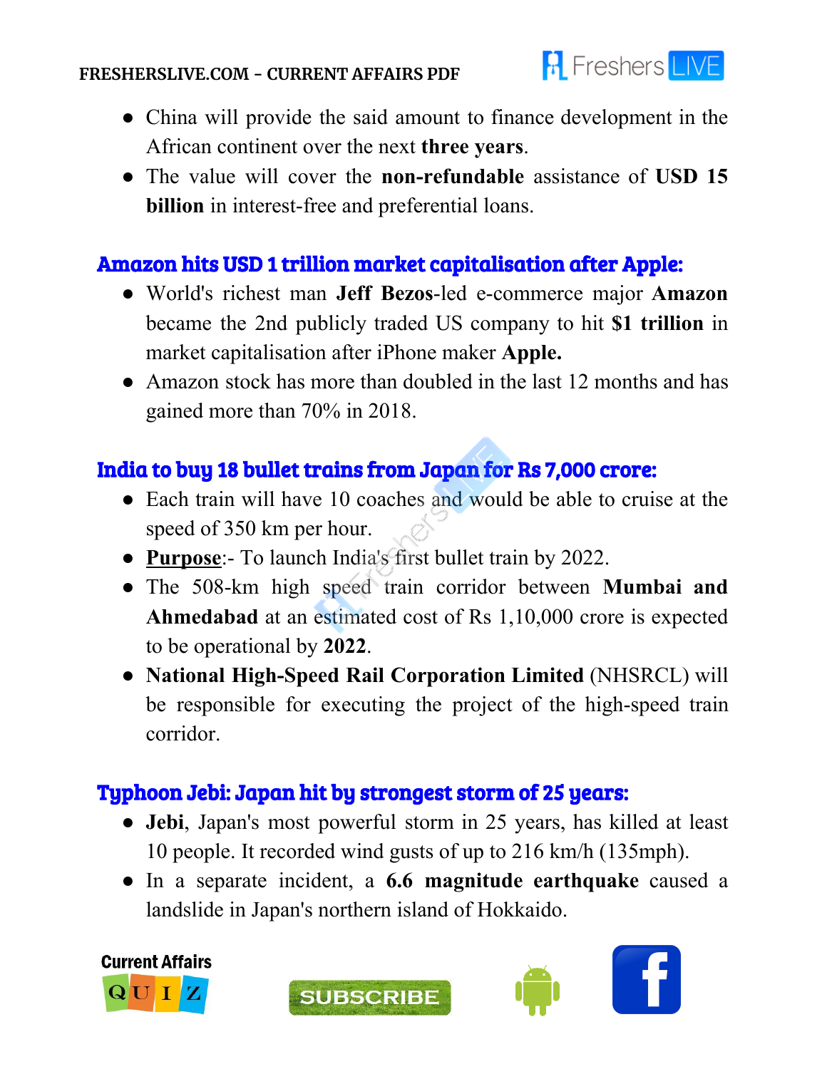- China will provide the said amount to finance development in the African continent over the next **three years**.
- The value will cover the **non-refundable** assistance of **USD 15 billion** in interest-free and preferential loans.

## Amazon hits USD 1 trillion market capitalisation after Apple:

- World's richest man **Jeff Bezos**-led e-commerce major **Amazon** became the 2nd publicly traded US company to hit **$1 trillion** in market capitalisation after iPhone maker **Apple.**
- Amazon stock has more than doubled in the last 12 months and has gained more than 70% in 2018.

## India to buy 18 bullet trains from Japan for Rs 7,000 crore:

- Each train will have 10 coaches and would be able to cruise at the speed of 350 km per hour.
- **Purpose**:- To launch India's first bullet train by 2022.
- The 508-km high speed train corridor between **Mumbai and Ahmedabad** at an estimated cost of Rs 1,10,000 crore is expected to be operational by **2022**.
- **National High-Speed Rail Corporation Limited** (NHSRCL) will be responsible for executing the project of the high-speed train corridor.

## Typhoon Jebi: Japan hit by strongest storm of 25 years:

- **Jebi**, Japan's most powerful storm in 25 years, has killed at least 10 people. It recorded wind gusts of up to 216 km/h (135mph).
- In a separate incident, a **6.6 magnitude earthquake** caused a landslide in Japan's northern island of Hokkaido.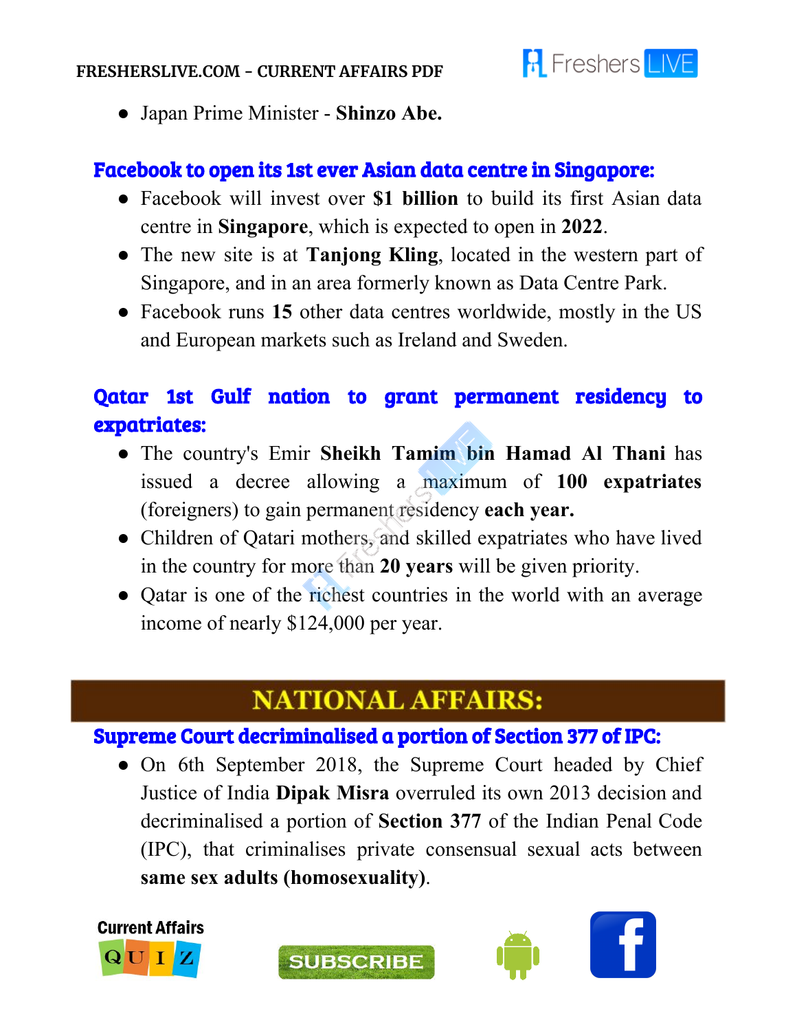- Japan Prime Minister - **Shinzo Abe.**

### Facebook to open its 1st ever Asian data centre in Singapore:

- Facebook will invest over **$1 billion** to build its first Asian data centre in **Singapore**, which is expected to open in **2022**.
- The new site is at **Tanjong Kling**, located in the western part of Singapore, and in an area formerly known as Data Centre Park.
- Facebook runs **15** other data centres worldwide, mostly in the US and European markets such as Ireland and Sweden.

### Qatar 1st Gulf nation to grant permanent residency to expatriates:

- The country's Emir **Sheikh Tamim bin Hamad Al Thani** has issued a decree allowing a maximum of **100 expatriates** (foreigners) to gain permanent residency **each year.**
- Children of Qatari mothers, and skilled expatriates who have lived in the country for more than **20 years** will be given priority.
- Qatar is one of the richest countries in the world with an average income of nearly $124,000 per year.

## NATIONAL AFFAIRS:

### Supreme Court decriminalised a portion of Section 377 of IPC:

- On 6th September 2018, the Supreme Court headed by Chief Justice of India **Dipak Misra** overruled its own 2013 decision and decriminalised a portion of **Section 377** of the Indian Penal Code (IPC), that criminalises private consensual sexual acts between **same sex adults (homosexuality)**.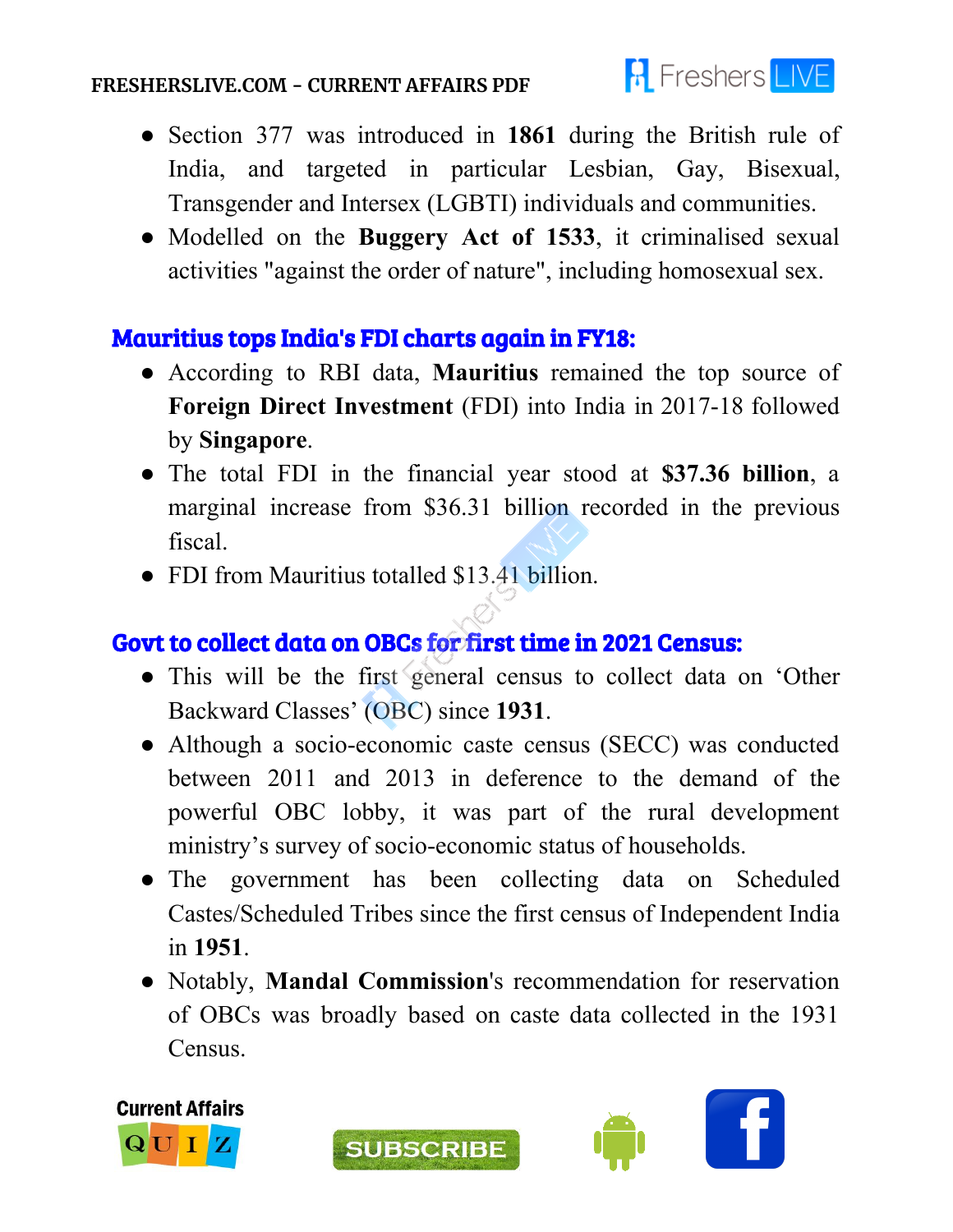- Section 377 was introduced in **1861** during the British rule of India, and targeted in particular Lesbian, Gay, Bisexual, Transgender and Intersex (LGBTI) individuals and communities.
- Modelled on the **Buggery Act of 1533**, it criminalised sexual activities "against the order of nature", including homosexual sex.

## Mauritius tops India's FDI charts again in FY18:

- According to RBI data, **Mauritius** remained the top source of **Foreign Direct Investment** (FDI) into India in 2017-18 followed by **Singapore**.
- The total FDI in the financial year stood at **$37.36 billion**, a marginal increase from $36.31 billion recorded in the previous fiscal.
- FDI from Mauritius totalled $13.41 billion.

## Govt to collect data on OBCs for first time in 2021 Census:

- This will be the first general census to collect data on 'Other Backward Classes' (OBC) since **1931**.
- Although a socio-economic caste census (SECC) was conducted between 2011 and 2013 in deference to the demand of the powerful OBC lobby, it was part of the rural development ministry's survey of socio-economic status of households.
- The government has been collecting data on Scheduled Castes/Scheduled Tribes since the first census of Independent India in **1951**.
- Notably, **Mandal Commission**'s recommendation for reservation of OBCs was broadly based on caste data collected in the 1931 Census.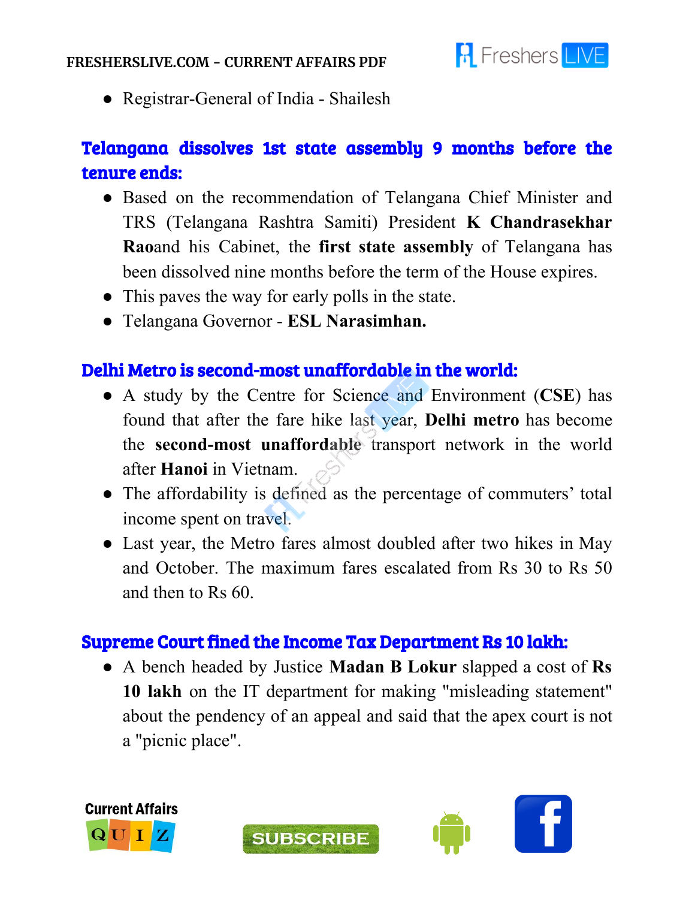- Registrar-General of India - Shailesh

## Telangana dissolves 1st state assembly 9 months before the tenure ends:

- Based on the recommendation of Telangana Chief Minister and TRS (Telangana Rashtra Samiti) President **K Chandrasekhar Rao**and his Cabinet, the **first state assembly** of Telangana has been dissolved nine months before the term of the House expires.
- This paves the way for early polls in the state.
- Telangana Governor - **ESL Narasimhan.**

## Delhi Metro is second-most unaffordable in the world:

- A study by the Centre for Science and Environment (**CSE**) has found that after the fare hike last year, **Delhi metro** has become the **second-most unaffordable** transport network in the world after **Hanoi** in Vietnam.
- The affordability is defined as the percentage of commuters' total income spent on travel.
- Last year, the Metro fares almost doubled after two hikes in May and October. The maximum fares escalated from Rs 30 to Rs 50 and then to Rs 60.

## Supreme Court fined the Income Tax Department Rs 10 lakh:

- A bench headed by Justice **Madan B Lokur** slapped a cost of **Rs 10 lakh** on the IT department for making "misleading statement" about the pendency of an appeal and said that the apex court is not a "picnic place".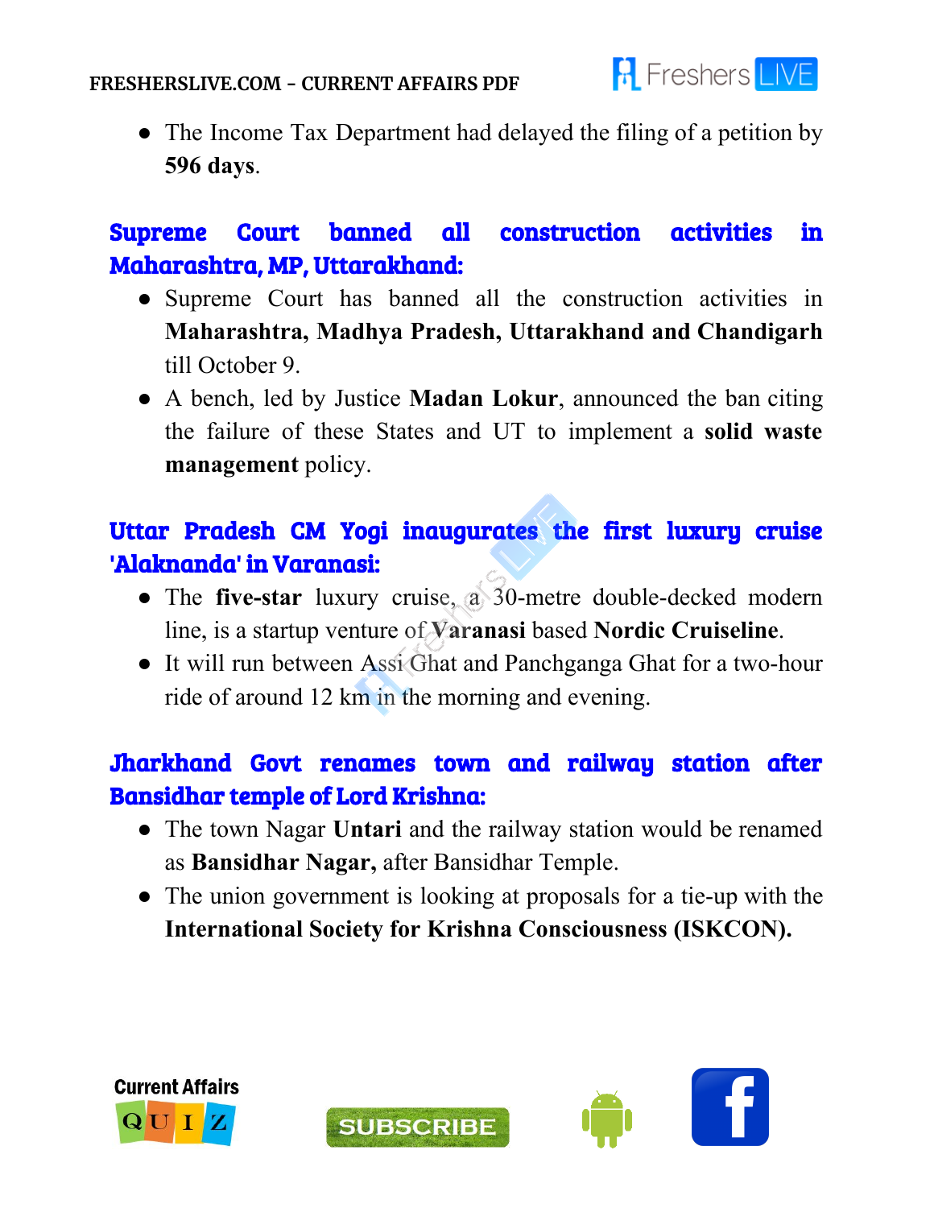- The Income Tax Department had delayed the filing of a petition by **596 days**.

## Supreme Court banned all construction activities in Maharashtra, MP, Uttarakhand:

- Supreme Court has banned all the construction activities in **Maharashtra, Madhya Pradesh, Uttarakhand and Chandigarh** till October 9.
- A bench, led by Justice **Madan Lokur**, announced the ban citing the failure of these States and UT to implement a **solid waste management** policy.

## Uttar Pradesh CM Yogi inaugurates the first luxury cruise 'Alaknanda' in Varanasi:

- The **five-star** luxury cruise, a 30-metre double-decked modern line, is a startup venture of **Varanasi** based **Nordic Cruiseline**.
- It will run between Assi Ghat and Panchganga Ghat for a two-hour ride of around 12 km in the morning and evening.

## Jharkhand Govt renames town and railway station after Bansidhar temple of Lord Krishna:

- The town Nagar **Untari** and the railway station would be renamed as **Bansidhar Nagar,** after Bansidhar Temple.
- The union government is looking at proposals for a tie-up with the **International Society for Krishna Consciousness (ISKCON).**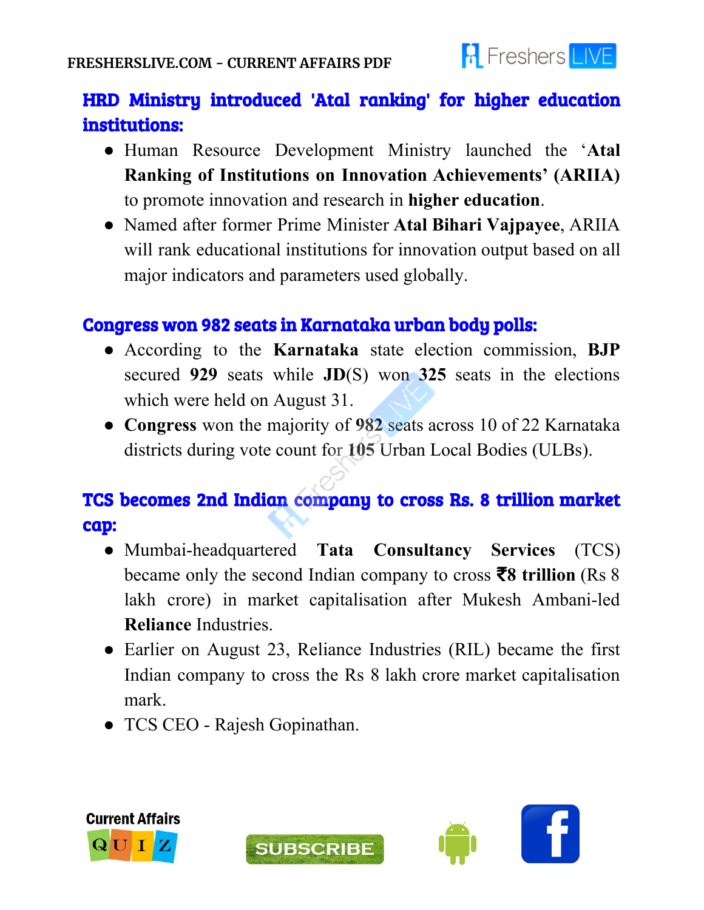## HRD Ministry introduced 'Atal ranking' for higher education institutions:

- Human Resource Development Ministry launched the '**Atal Ranking of Institutions on Innovation Achievements' (ARIIA)** to promote innovation and research in **higher education**.
- Named after former Prime Minister **Atal Bihari Vajpayee**, ARIIA will rank educational institutions for innovation output based on all major indicators and parameters used globally.

## Congress won 982 seats in Karnataka urban body polls:

- According to the **Karnataka** state election commission, **BJP** secured **929** seats while **JD**(S) won **325** seats in the elections which were held on August 31.
- **Congress** won the majority of **982** seats across 10 of 22 Karnataka districts during vote count for **105** Urban Local Bodies (ULBs).

## TCS becomes 2nd Indian company to cross Rs. 8 trillion market cap:

- Mumbai-headquartered **Tata Consultancy Services** (TCS) became only the second Indian company to cross **₹8 trillion** (Rs 8 lakh crore) in market capitalisation after Mukesh Ambani-led **Reliance** Industries.
- Earlier on August 23, Reliance Industries (RIL) became the first Indian company to cross the Rs 8 lakh crore market capitalisation mark.
- TCS CEO - Rajesh Gopinathan.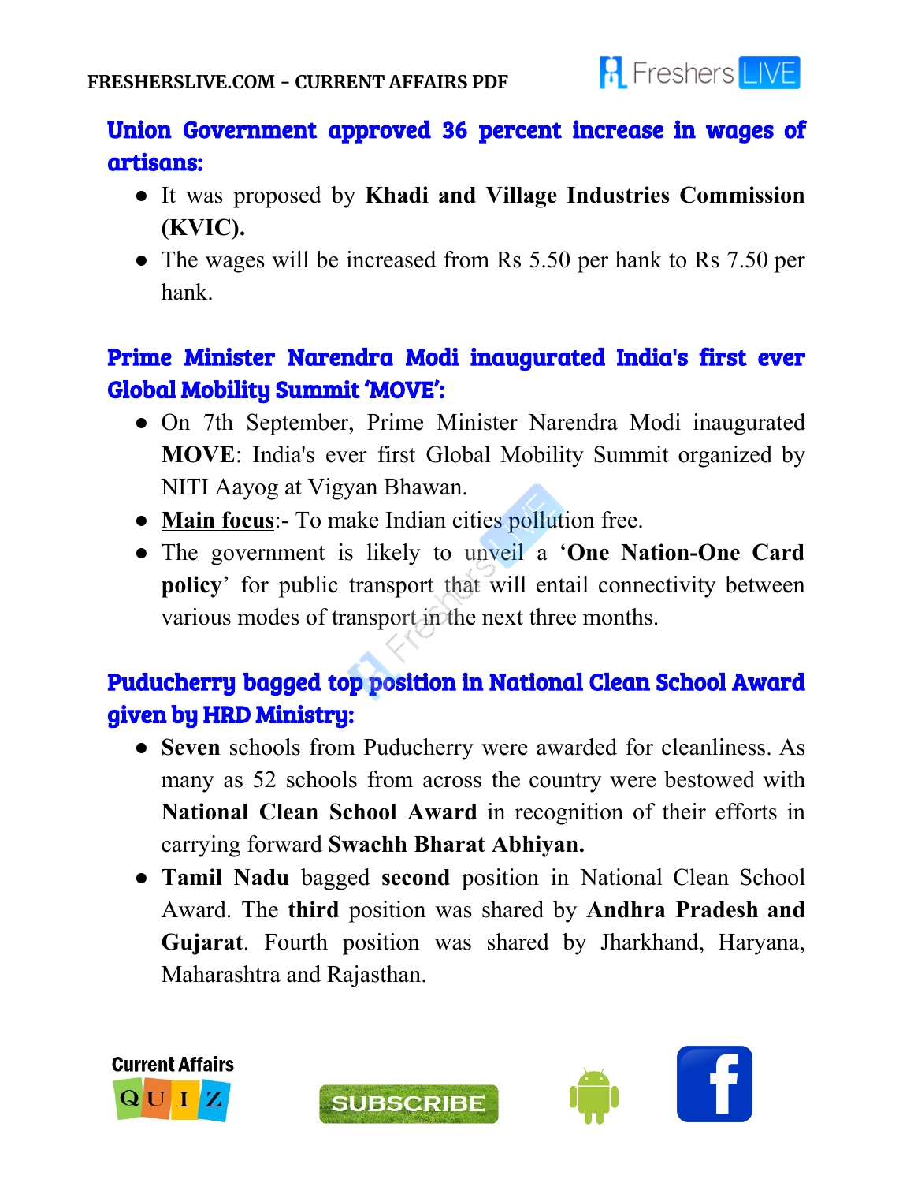## Union Government approved 36 percent increase in wages of artisans:

- It was proposed by **Khadi and Village Industries Commission (KVIC).**
- The wages will be increased from Rs 5.50 per hank to Rs 7.50 per hank.

## Prime Minister Narendra Modi inaugurated India's first ever Global Mobility Summit 'MOVE':

- On 7th September, Prime Minister Narendra Modi inaugurated **MOVE**: India's ever first Global Mobility Summit organized by NITI Aayog at Vigyan Bhawan.
- **Main focus**:- To make Indian cities pollution free.
- The government is likely to unveil a '**One Nation-One Card policy**' for public transport that will entail connectivity between various modes of transport in the next three months.

## Puducherry bagged top position in National Clean School Award given by HRD Ministry:

- **Seven** schools from Puducherry were awarded for cleanliness. As many as 52 schools from across the country were bestowed with **National Clean School Award** in recognition of their efforts in carrying forward **Swachh Bharat Abhiyan.**
- **Tamil Nadu** bagged **second** position in National Clean School Award. The **third** position was shared by **Andhra Pradesh and Gujarat**. Fourth position was shared by Jharkhand, Haryana, Maharashtra and Rajasthan.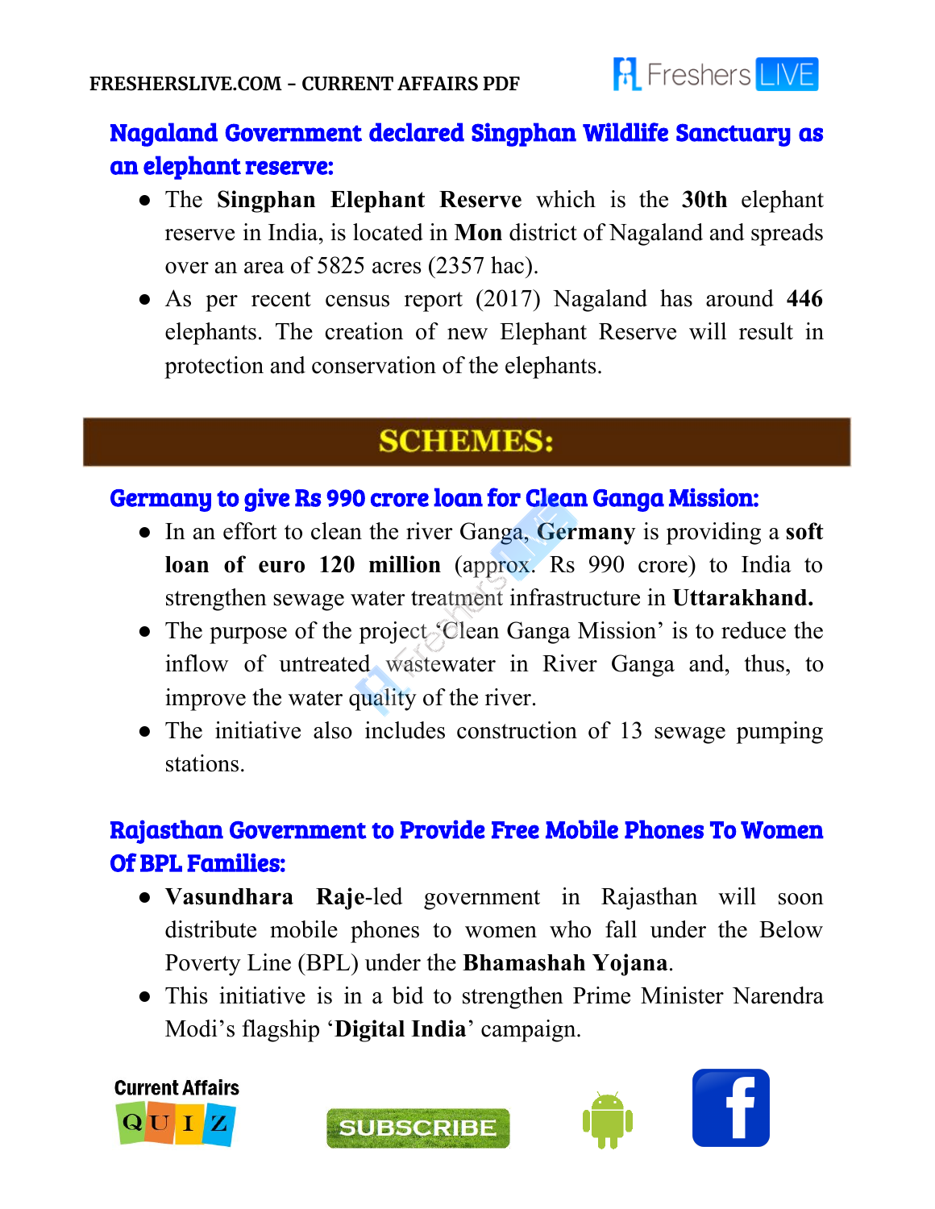## Nagaland Government declared Singphan Wildlife Sanctuary as an elephant reserve:

- The **Singphan Elephant Reserve** which is the **30th** elephant reserve in India, is located in **Mon** district of Nagaland and spreads over an area of 5825 acres (2357 hac).
- As per recent census report (2017) Nagaland has around **446** elephants. The creation of new Elephant Reserve will result in protection and conservation of the elephants.

# SCHEMES:

## Germany to give Rs 990 crore loan for Clean Ganga Mission:

- In an effort to clean the river Ganga, **Germany** is providing a **soft loan of euro 120 million** (approx. Rs 990 crore) to India to strengthen sewage water treatment infrastructure in **Uttarakhand.**
- The purpose of the project 'Clean Ganga Mission' is to reduce the inflow of untreated wastewater in River Ganga and, thus, to improve the water quality of the river.
- The initiative also includes construction of 13 sewage pumping stations.

## Rajasthan Government to Provide Free Mobile Phones To Women Of BPL Families:

- **Vasundhara Raje**-led government in Rajasthan will soon distribute mobile phones to women who fall under the Below Poverty Line (BPL) under the **Bhamashah Yojana**.
- This initiative is in a bid to strengthen Prime Minister Narendra Modi's flagship '**Digital India**' campaign.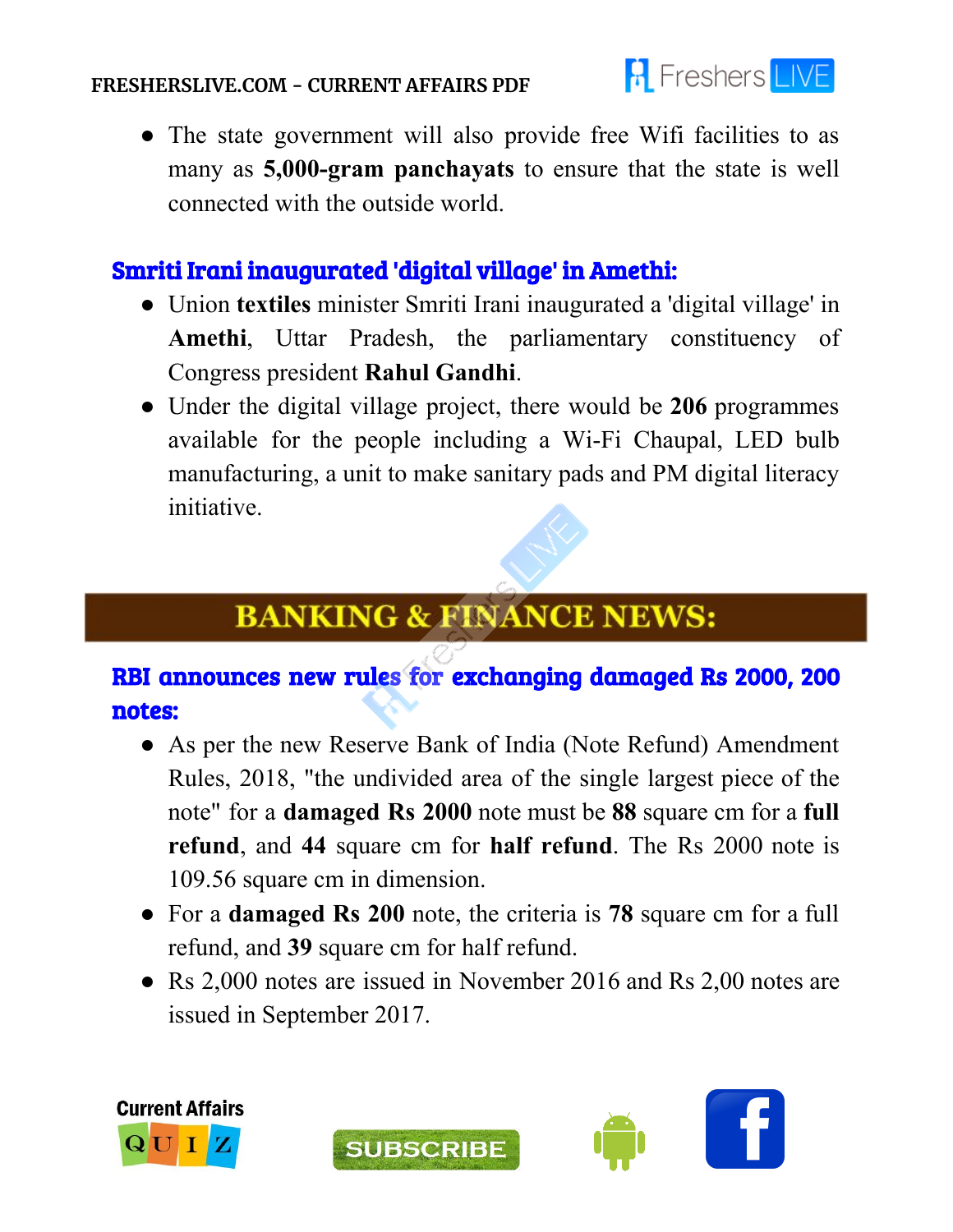- The state government will also provide free Wifi facilities to as many as **5,000-gram panchayats** to ensure that the state is well connected with the outside world.

## Smriti Irani inaugurated 'digital village' in Amethi:

- Union **textiles** minister Smriti Irani inaugurated a 'digital village' in **Amethi**, Uttar Pradesh, the parliamentary constituency of Congress president **Rahul Gandhi**.
- Under the digital village project, there would be **206** programmes available for the people including a Wi-Fi Chaupal, LED bulb manufacturing, a unit to make sanitary pads and PM digital literacy initiative.

# BANKING & FINANCE NEWS:

## RBI announces new rules for exchanging damaged Rs 2000, 200 notes:

- As per the new Reserve Bank of India (Note Refund) Amendment Rules, 2018, "the undivided area of the single largest piece of the note" for a **damaged Rs 2000** note must be **88** square cm for a **full refund**, and **44** square cm for **half refund**. The Rs 2000 note is 109.56 square cm in dimension.
- For a **damaged Rs 200** note, the criteria is **78** square cm for a full refund, and **39** square cm for half refund.
- Rs 2,000 notes are issued in November 2016 and Rs 2,00 notes are issued in September 2017.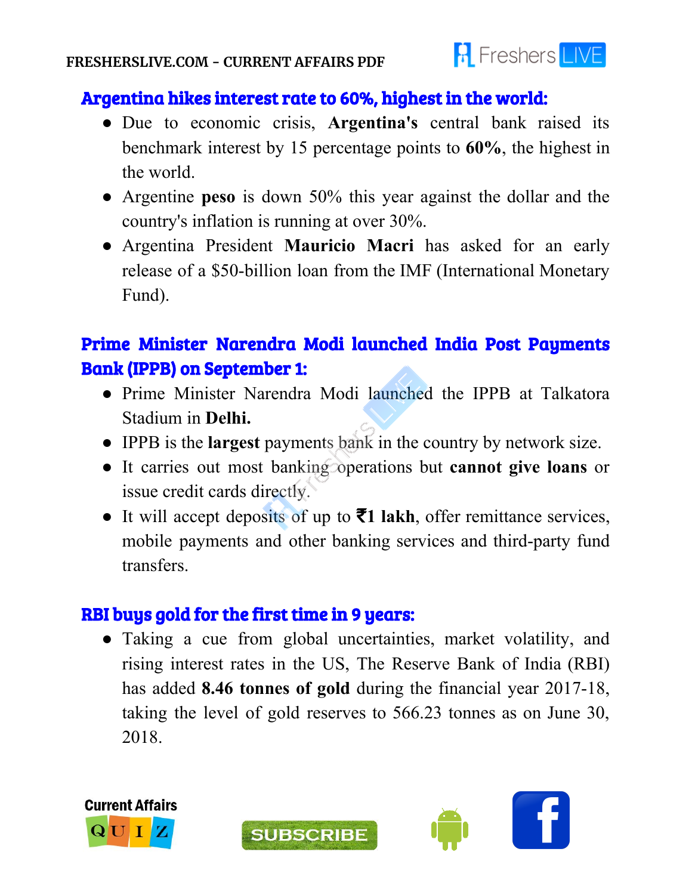## Argentina hikes interest rate to 60%, highest in the world:

- Due to economic crisis, **Argentina's** central bank raised its benchmark interest by 15 percentage points to **60%**, the highest in the world.
- Argentine **peso** is down 50% this year against the dollar and the country's inflation is running at over 30%.
- Argentina President **Mauricio Macri** has asked for an early release of a $50-billion loan from the IMF (International Monetary Fund).

## Prime Minister Narendra Modi launched India Post Payments Bank (IPPB) on September 1:

- Prime Minister Narendra Modi launched the IPPB at Talkatora Stadium in **Delhi.**
- IPPB is the **largest** payments bank in the country by network size.
- It carries out most banking operations but **cannot give loans** or issue credit cards directly.
- It will accept deposits of up to **₹1 lakh**, offer remittance services, mobile payments and other banking services and third-party fund transfers.

## RBI buys gold for the first time in 9 years:

- Taking a cue from global uncertainties, market volatility, and rising interest rates in the US, The Reserve Bank of India (RBI) has added **8.46 tonnes of gold** during the financial year 2017-18, taking the level of gold reserves to 566.23 tonnes as on June 30, 2018.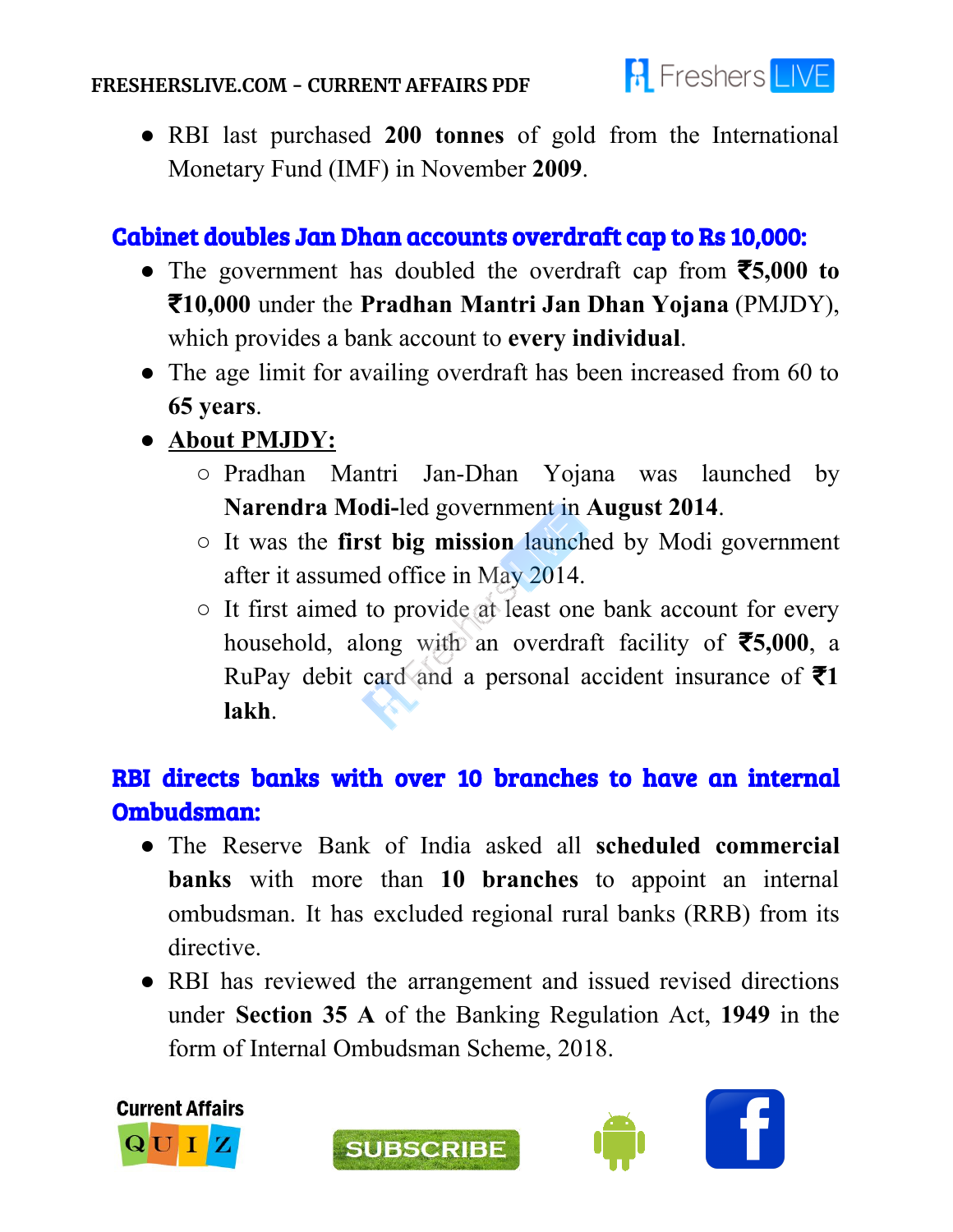- RBI last purchased **200 tonnes** of gold from the International Monetary Fund (IMF) in November **2009**.

## Cabinet doubles Jan Dhan accounts overdraft cap to Rs 10,000:

- The government has doubled the overdraft cap from **₹5,000 to ₹10,000** under the **Pradhan Mantri Jan Dhan Yojana** (PMJDY), which provides a bank account to **every individual**.
- The age limit for availing overdraft has been increased from 60 to **65 years**.
- **<u>About PMJDY:</u>**
  - Pradhan Mantri Jan-Dhan Yojana was launched by **Narendra Modi-**led government in **August 2014**.
  - It was the **first big mission** launched by Modi government after it assumed office in May 2014.
  - It first aimed to provide at least one bank account for every household, along with an overdraft facility of **₹5,000**, a RuPay debit card and a personal accident insurance of **₹1 lakh**.

## RBI directs banks with over 10 branches to have an internal Ombudsman:

- The Reserve Bank of India asked all **scheduled commercial banks** with more than **10 branches** to appoint an internal ombudsman. It has excluded regional rural banks (RRB) from its directive.
- RBI has reviewed the arrangement and issued revised directions under **Section 35 A** of the Banking Regulation Act, **1949** in the form of Internal Ombudsman Scheme, 2018.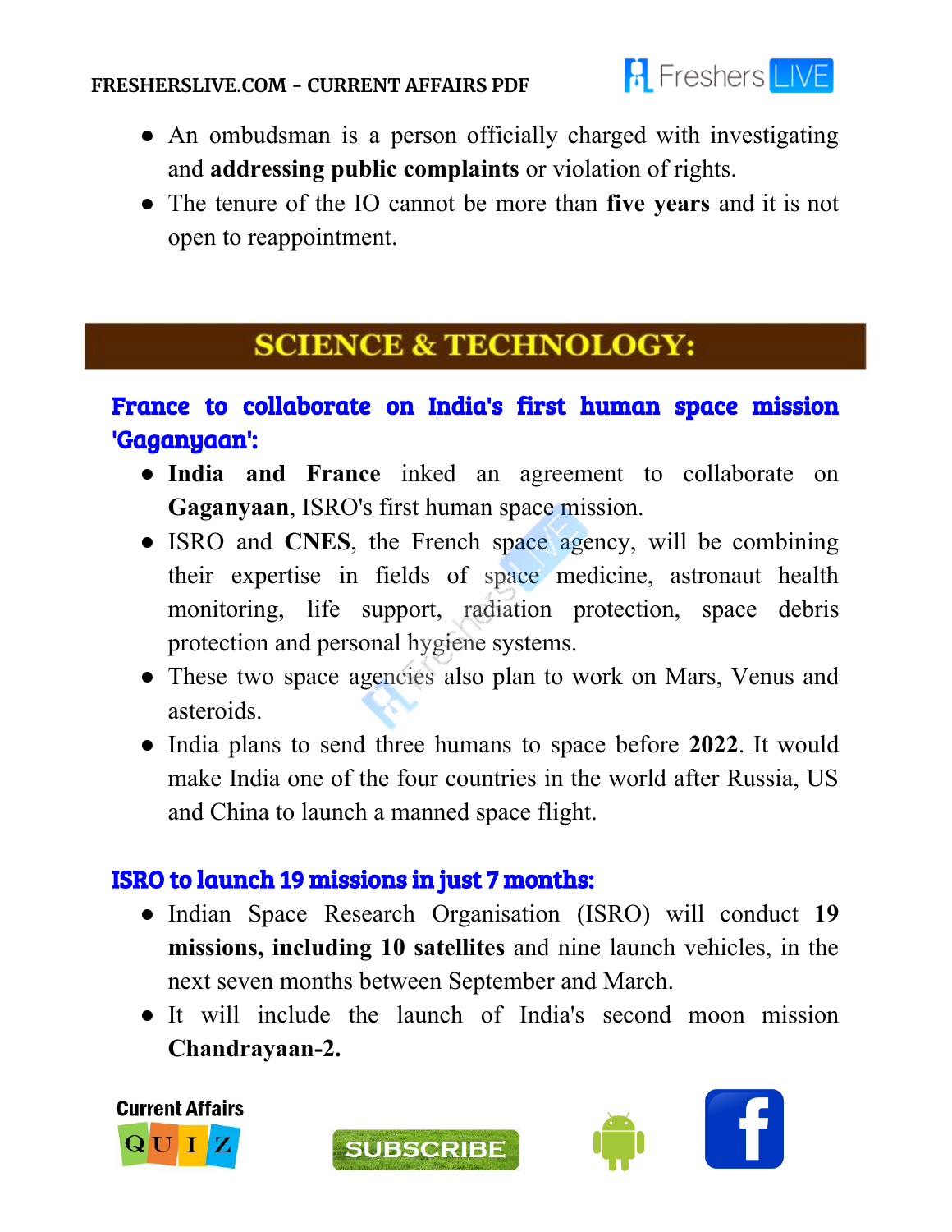- An ombudsman is a person officially charged with investigating and **addressing public complaints** or violation of rights.
- The tenure of the IO cannot be more than **five years** and it is not open to reappointment.

# SCIENCE & TECHNOLOGY:

## France to collaborate on India's first human space mission 'Gaganyaan':

- **India and France** inked an agreement to collaborate on **Gaganyaan**, ISRO's first human space mission.
- ISRO and **CNES**, the French space agency, will be combining their expertise in fields of space medicine, astronaut health monitoring, life support, radiation protection, space debris protection and personal hygiene systems.
- These two space agencies also plan to work on Mars, Venus and asteroids.
- India plans to send three humans to space before **2022**. It would make India one of the four countries in the world after Russia, US and China to launch a manned space flight.

## ISRO to launch 19 missions in just 7 months:

- Indian Space Research Organisation (ISRO) will conduct **19 missions, including 10 satellites** and nine launch vehicles, in the next seven months between September and March.
- It will include the launch of India's second moon mission **Chandrayaan-2.**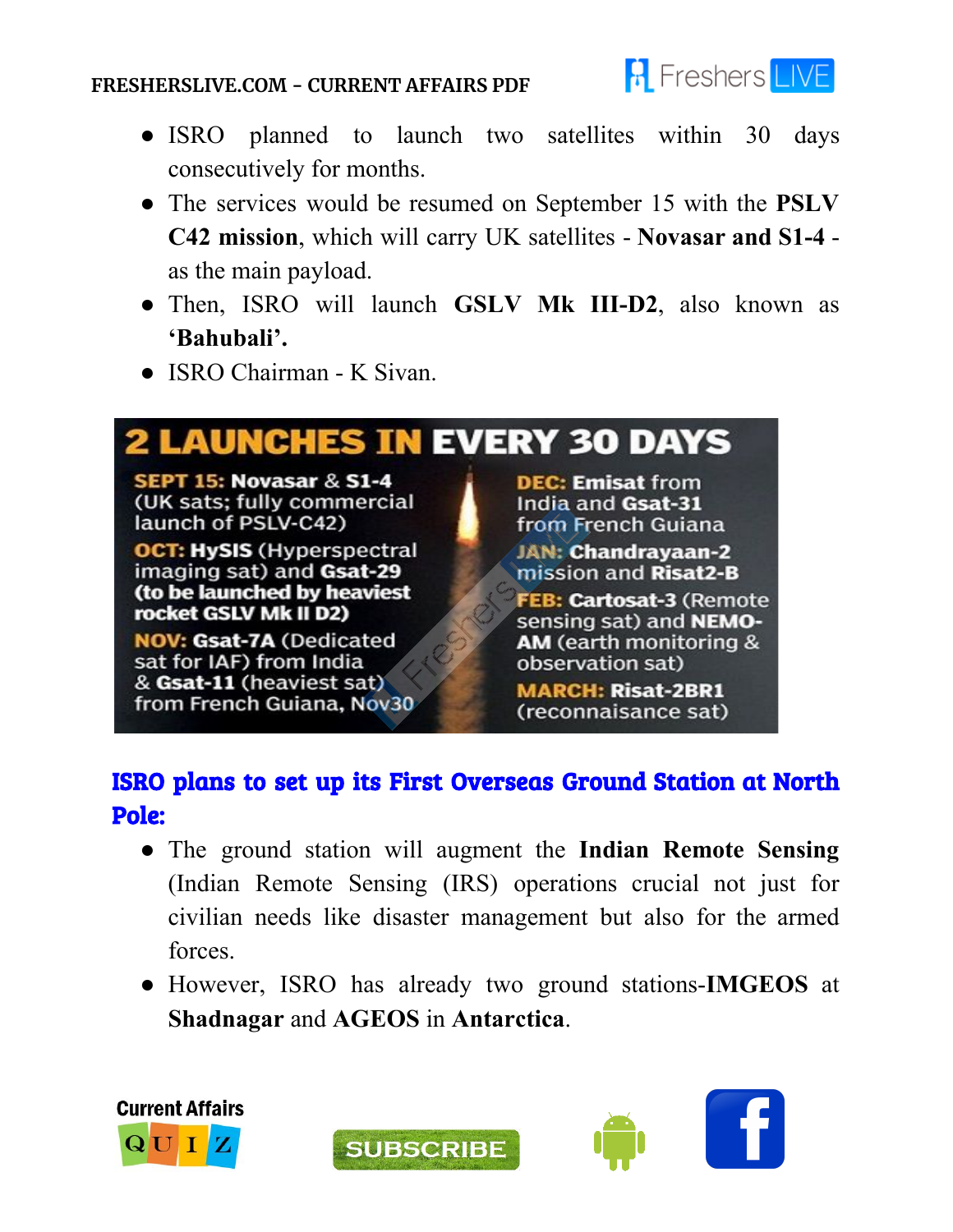- ISRO planned to launch two satellites within 30 days consecutively for months.
- The services would be resumed on September 15 with the **PSLV C42 mission**, which will carry UK satellites - **Novasar and S1-4** - as the main payload.
- Then, ISRO will launch **GSLV Mk III-D2**, also known as **'Bahubali'.**
- ISRO Chairman - K Sivan.

**2 LAUNCHES IN EVERY 30 DAYS**

**SEPT 15: Novasar** & **S1-4** (UK sats; fully commercial launch of PSLV-C42)

**OCT: HySIS** (Hyperspectral imaging sat) and **Gsat-29** **(to be launched by heaviest rocket GSLV Mk II D2)**

**NOV: Gsat-7A** (Dedicated sat for IAF) from India & **Gsat-11** (heaviest sat) from French Guiana, Nov30

**DEC: Emisat** from India and **Gsat-31** from French Guiana

**JAN: Chandrayaan-2** mission and **Risat2-B**

**FEB: Cartosat-3** (Remote sensing sat) and **NEMO-AM** (earth monitoring & observation sat)

**MARCH: Risat-2BR1** (reconnaisance sat)

## ISRO plans to set up its First Overseas Ground Station at North Pole:

- The ground station will augment the **Indian Remote Sensing** (Indian Remote Sensing (IRS) operations crucial not just for civilian needs like disaster management but also for the armed forces.
- However, ISRO has already two ground stations-**IMGEOS** at **Shadnagar** and **AGEOS** in **Antarctica**.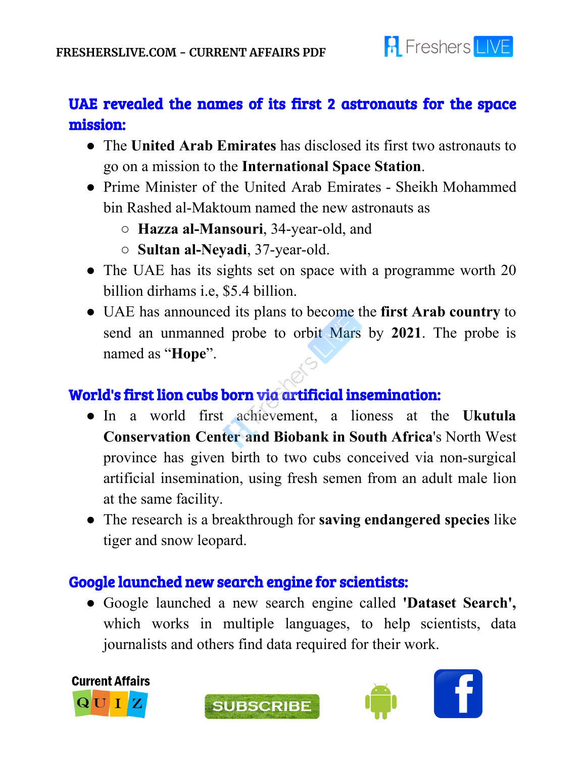## UAE revealed the names of its first 2 astronauts for the space mission:

- The **United Arab Emirates** has disclosed its first two astronauts to go on a mission to the **International Space Station**.
- Prime Minister of the United Arab Emirates - Sheikh Mohammed bin Rashed al-Maktoum named the new astronauts as
  - **Hazza al-Mansouri**, 34-year-old, and
  - **Sultan al-Neyadi**, 37-year-old.
- The UAE has its sights set on space with a programme worth 20 billion dirhams i.e, $5.4 billion.
- UAE has announced its plans to become the **first Arab country** to send an unmanned probe to orbit Mars by **2021**. The probe is named as "**Hope**".

## World's first lion cubs born via artificial insemination:

- In a world first achievement, a lioness at the **Ukutula Conservation Center and Biobank in South Africa**'s North West province has given birth to two cubs conceived via non-surgical artificial insemination, using fresh semen from an adult male lion at the same facility.
- The research is a breakthrough for **saving endangered species** like tiger and snow leopard.

## Google launched new search engine for scientists:

- Google launched a new search engine called **'Dataset Search',** which works in multiple languages, to help scientists, data journalists and others find data required for their work.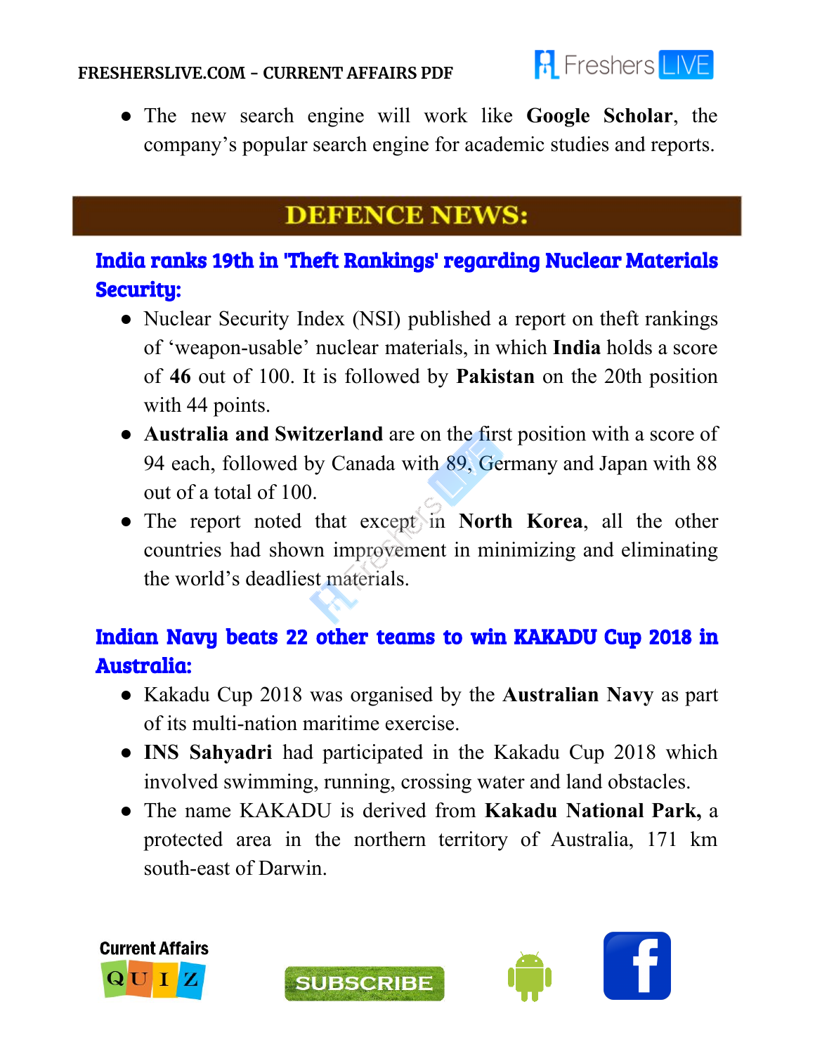- The new search engine will work like **Google Scholar**, the company's popular search engine for academic studies and reports.

## DEFENCE NEWS:

### India ranks 19th in 'Theft Rankings' regarding Nuclear Materials Security:

- Nuclear Security Index (NSI) published a report on theft rankings of 'weapon-usable' nuclear materials, in which **India** holds a score of **46** out of 100. It is followed by **Pakistan** on the 20th position with 44 points.
- **Australia and Switzerland** are on the first position with a score of 94 each, followed by Canada with 89, Germany and Japan with 88 out of a total of 100.
- The report noted that except in **North Korea**, all the other countries had shown improvement in minimizing and eliminating the world's deadliest materials.

### Indian Navy beats 22 other teams to win KAKADU Cup 2018 in Australia:

- Kakadu Cup 2018 was organised by the **Australian Navy** as part of its multi-nation maritime exercise.
- **INS Sahyadri** had participated in the Kakadu Cup 2018 which involved swimming, running, crossing water and land obstacles.
- The name KAKADU is derived from **Kakadu National Park,** a protected area in the northern territory of Australia, 171 km south-east of Darwin.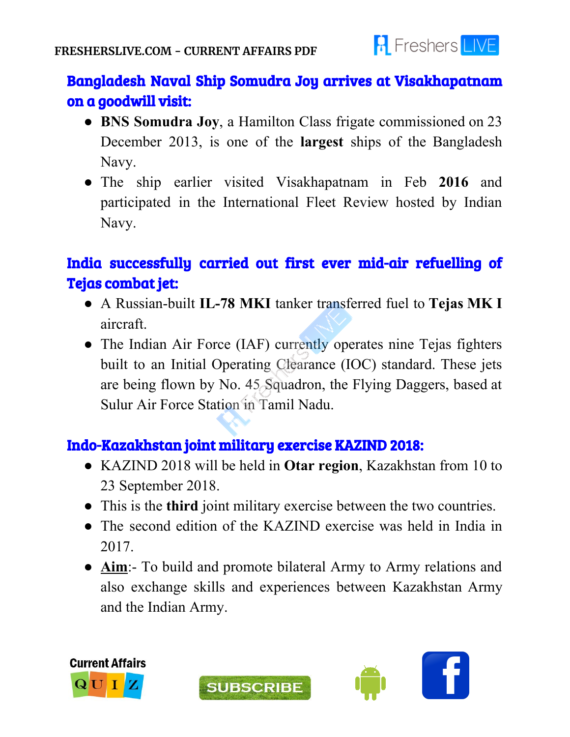## Bangladesh Naval Ship Somudra Joy arrives at Visakhapatnam on a goodwill visit:

- **BNS Somudra Joy**, a Hamilton Class frigate commissioned on 23 December 2013, is one of the **largest** ships of the Bangladesh Navy.
- The ship earlier visited Visakhapatnam in Feb **2016** and participated in the International Fleet Review hosted by Indian Navy.

## India successfully carried out first ever mid-air refuelling of Tejas combat jet:

- A Russian-built **IL-78 MKI** tanker transferred fuel to **Tejas MK I** aircraft.
- The Indian Air Force (IAF) currently operates nine Tejas fighters built to an Initial Operating Clearance (IOC) standard. These jets are being flown by No. 45 Squadron, the Flying Daggers, based at Sulur Air Force Station in Tamil Nadu.

## Indo-Kazakhstan joint military exercise KAZIND 2018:

- KAZIND 2018 will be held in **Otar region**, Kazakhstan from 10 to 23 September 2018.
- This is the **third** joint military exercise between the two countries.
- The second edition of the KAZIND exercise was held in India in 2017.
- **Aim**:- To build and promote bilateral Army to Army relations and also exchange skills and experiences between Kazakhstan Army and the Indian Army.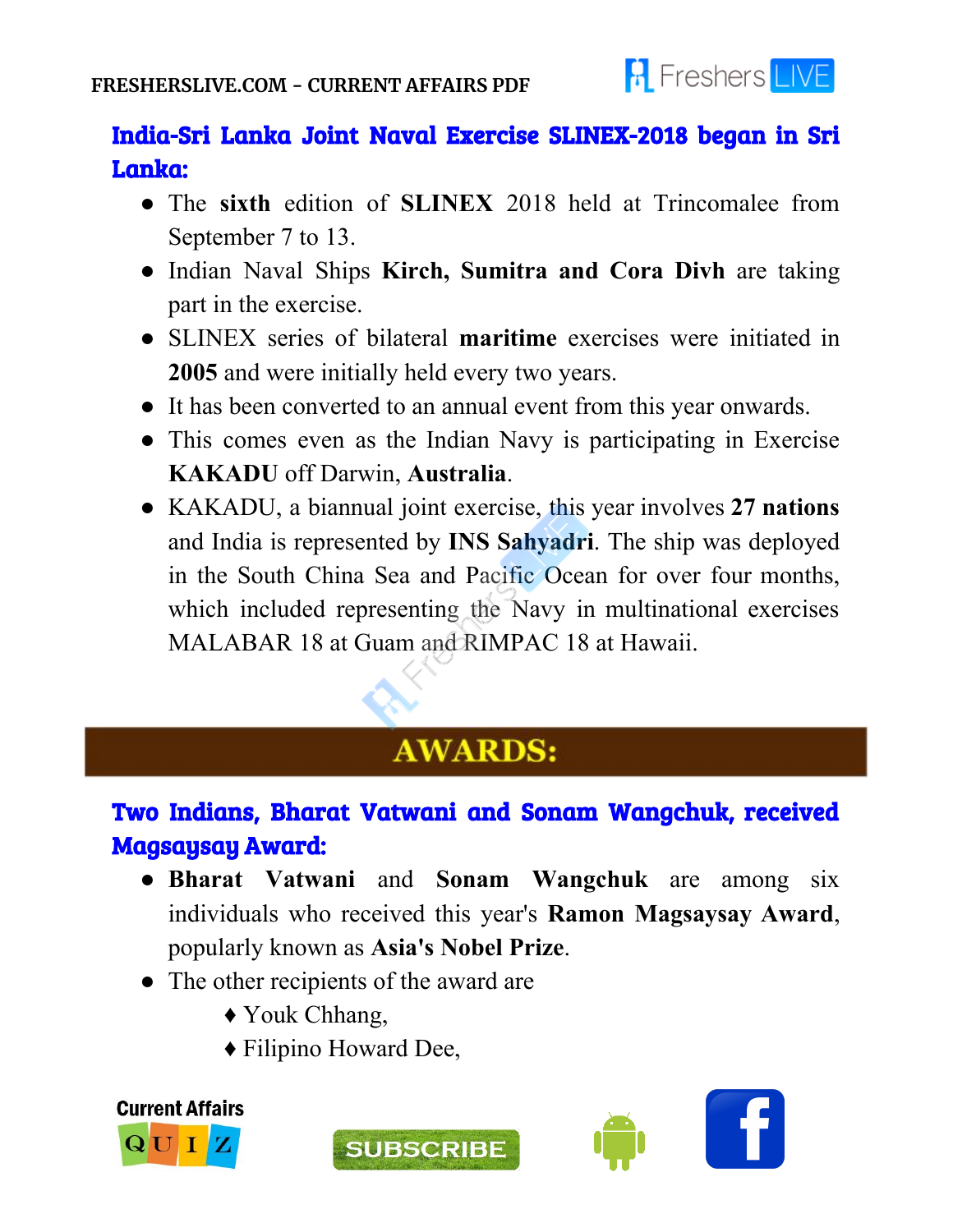## India-Sri Lanka Joint Naval Exercise SLINEX-2018 began in Sri Lanka:

- The **sixth** edition of **SLINEX** 2018 held at Trincomalee from September 7 to 13.
- Indian Naval Ships **Kirch, Sumitra and Cora Divh** are taking part in the exercise.
- SLINEX series of bilateral **maritime** exercises were initiated in **2005** and were initially held every two years.
- It has been converted to an annual event from this year onwards.
- This comes even as the Indian Navy is participating in Exercise **KAKADU** off Darwin, **Australia**.
- KAKADU, a biannual joint exercise, this year involves **27 nations** and India is represented by **INS Sahyadri**. The ship was deployed in the South China Sea and Pacific Ocean for over four months, which included representing the Navy in multinational exercises MALABAR 18 at Guam and RIMPAC 18 at Hawaii.

# AWARDS:

## Two Indians, Bharat Vatwani and Sonam Wangchuk, received Magsaysay Award:

- **Bharat Vatwani** and **Sonam Wangchuk** are among six individuals who received this year's **Ramon Magsaysay Award**, popularly known as **Asia's Nobel Prize**.
- The other recipients of the award are
    - ♦ Youk Chhang,
    - ♦ Filipino Howard Dee,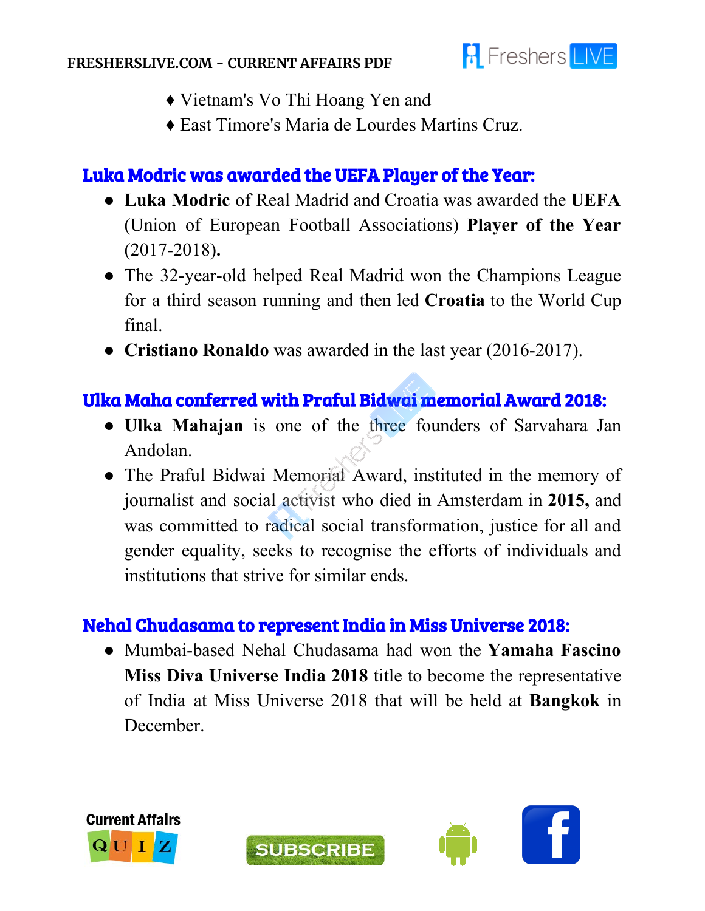- ♦ Vietnam's Vo Thi Hoang Yen and
- ♦ East Timore's Maria de Lourdes Martins Cruz.

## Luka Modric was awarded the UEFA Player of the Year:

- **Luka Modric** of Real Madrid and Croatia was awarded the **UEFA** (Union of European Football Associations) **Player of the Year** (2017-2018)**.**
- The 32-year-old helped Real Madrid won the Champions League for a third season running and then led **Croatia** to the World Cup final.
- **Cristiano Ronaldo** was awarded in the last year (2016-2017).

## Ulka Maha conferred with Praful Bidwai memorial Award 2018:

- **Ulka Mahajan** is one of the three founders of Sarvahara Jan Andolan.
- The Praful Bidwai Memorial Award, instituted in the memory of journalist and social activist who died in Amsterdam in **2015,** and was committed to radical social transformation, justice for all and gender equality, seeks to recognise the efforts of individuals and institutions that strive for similar ends.

## Nehal Chudasama to represent India in Miss Universe 2018:

- Mumbai-based Nehal Chudasama had won the **Yamaha Fascino Miss Diva Universe India 2018** title to become the representative of India at Miss Universe 2018 that will be held at **Bangkok** in December.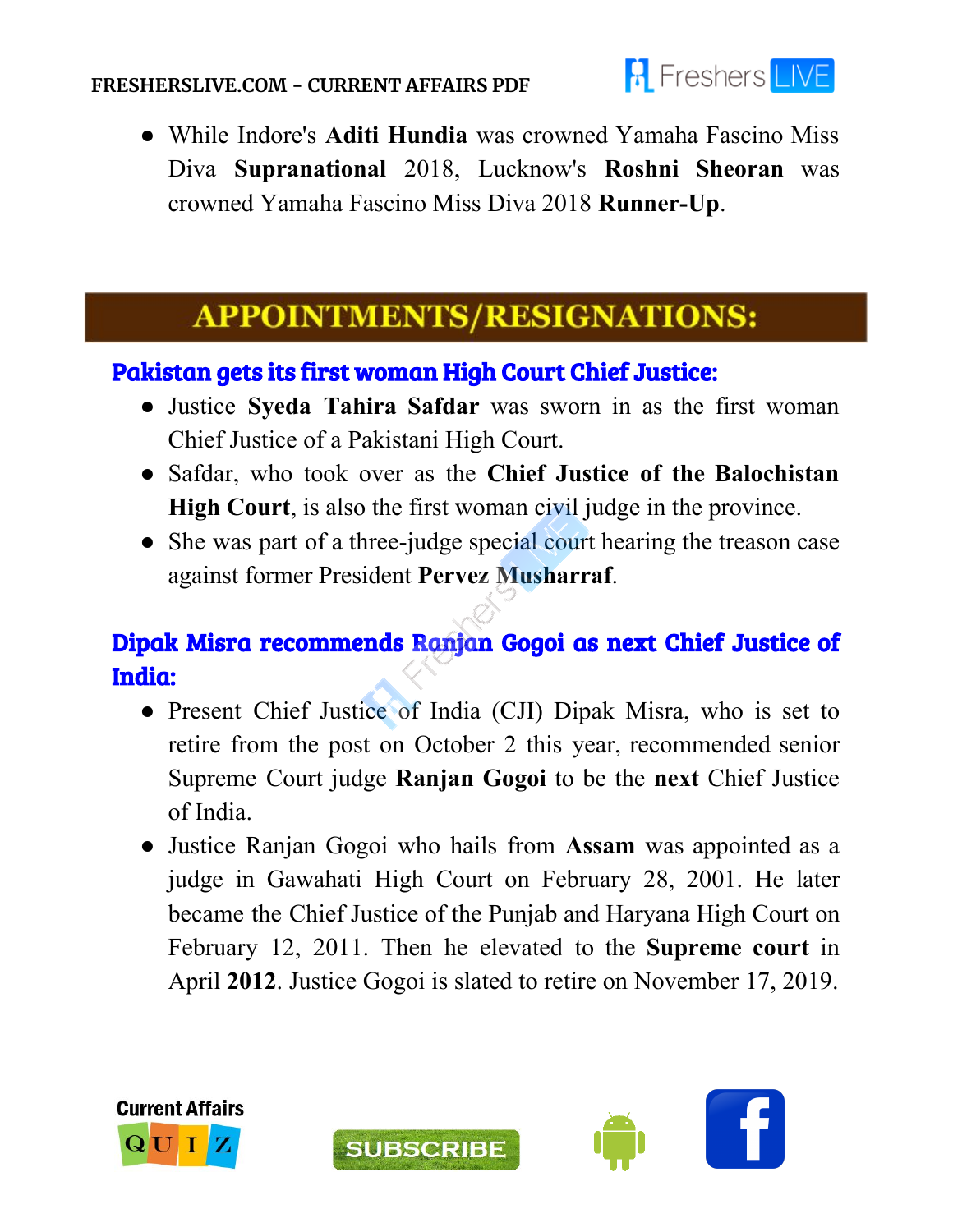- While Indore's **Aditi Hundia** was crowned Yamaha Fascino Miss Diva **Supranational** 2018, Lucknow's **Roshni Sheoran** was crowned Yamaha Fascino Miss Diva 2018 **Runner-Up**.

## APPOINTMENTS/RESIGNATIONS:

### Pakistan gets its first woman High Court Chief Justice:

- Justice **Syeda Tahira Safdar** was sworn in as the first woman Chief Justice of a Pakistani High Court.
- Safdar, who took over as the **Chief Justice of the Balochistan High Court**, is also the first woman civil judge in the province.
- She was part of a three-judge special court hearing the treason case against former President **Pervez Musharraf**.

### Dipak Misra recommends Ranjan Gogoi as next Chief Justice of India:

- Present Chief Justice of India (CJI) Dipak Misra, who is set to retire from the post on October 2 this year, recommended senior Supreme Court judge **Ranjan Gogoi** to be the **next** Chief Justice of India.
- Justice Ranjan Gogoi who hails from **Assam** was appointed as a judge in Gawahati High Court on February 28, 2001. He later became the Chief Justice of the Punjab and Haryana High Court on February 12, 2011. Then he elevated to the **Supreme court** in April **2012**. Justice Gogoi is slated to retire on November 17, 2019.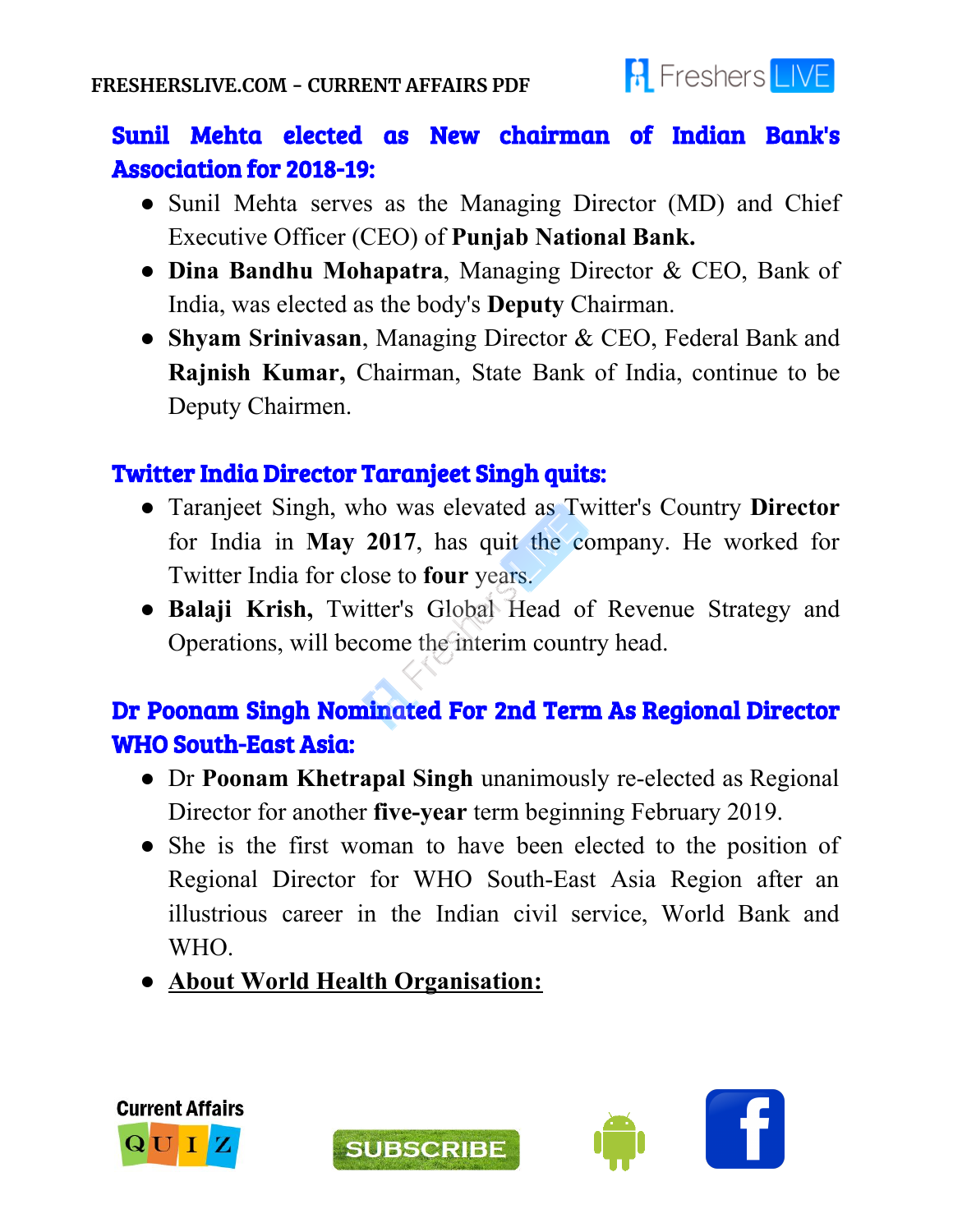## Sunil Mehta elected as New chairman of Indian Bank's Association for 2018-19:

- Sunil Mehta serves as the Managing Director (MD) and Chief Executive Officer (CEO) of **Punjab National Bank.**
- **Dina Bandhu Mohapatra**, Managing Director & CEO, Bank of India, was elected as the body's **Deputy** Chairman.
- **Shyam Srinivasan**, Managing Director & CEO, Federal Bank and **Rajnish Kumar,** Chairman, State Bank of India, continue to be Deputy Chairmen.

## Twitter India Director Taranjeet Singh quits:

- Taranjeet Singh, who was elevated as Twitter's Country **Director** for India in **May 2017**, has quit the company. He worked for Twitter India for close to **four** years.
- **Balaji Krish,** Twitter's Global Head of Revenue Strategy and Operations, will become the interim country head.

## Dr Poonam Singh Nominated For 2nd Term As Regional Director WHO South-East Asia:

- Dr **Poonam Khetrapal Singh** unanimously re-elected as Regional Director for another **five-year** term beginning February 2019.
- She is the first woman to have been elected to the position of Regional Director for WHO South-East Asia Region after an illustrious career in the Indian civil service, World Bank and WHO.
- **About World Health Organisation:**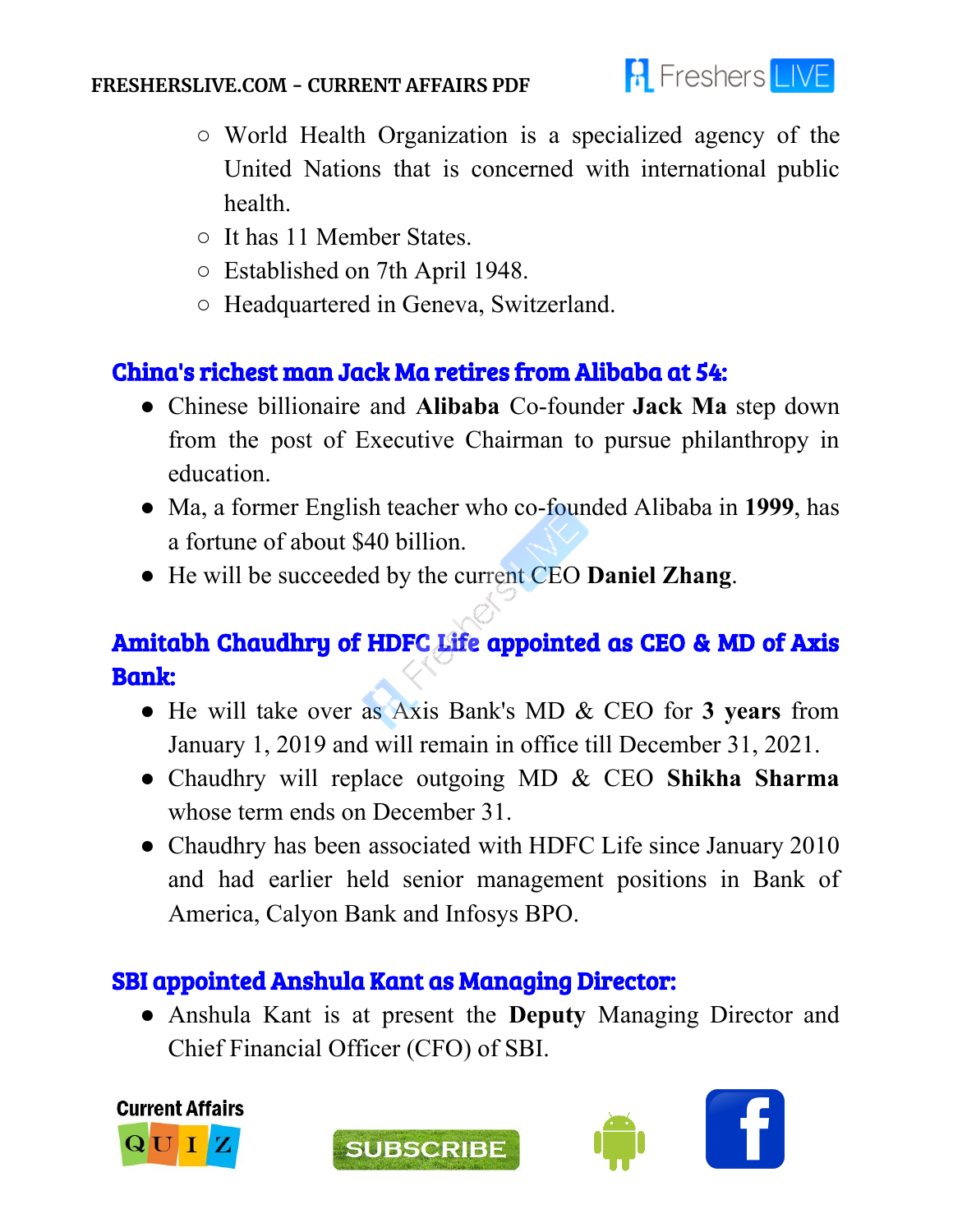- World Health Organization is a specialized agency of the United Nations that is concerned with international public health.
- It has 11 Member States.
- Established on 7th April 1948.
- Headquartered in Geneva, Switzerland.

## China's richest man Jack Ma retires from Alibaba at 54:

- Chinese billionaire and **Alibaba** Co-founder **Jack Ma** step down from the post of Executive Chairman to pursue philanthropy in education.
- Ma, a former English teacher who co-founded Alibaba in **1999**, has a fortune of about $40 billion.
- He will be succeeded by the current CEO **Daniel Zhang**.

## Amitabh Chaudhry of HDFC Life appointed as CEO & MD of Axis Bank:

- He will take over as Axis Bank's MD & CEO for **3 years** from January 1, 2019 and will remain in office till December 31, 2021.
- Chaudhry will replace outgoing MD & CEO **Shikha Sharma** whose term ends on December 31.
- Chaudhry has been associated with HDFC Life since January 2010 and had earlier held senior management positions in Bank of America, Calyon Bank and Infosys BPO.

## SBI appointed Anshula Kant as Managing Director:

- Anshula Kant is at present the **Deputy** Managing Director and Chief Financial Officer (CFO) of SBI.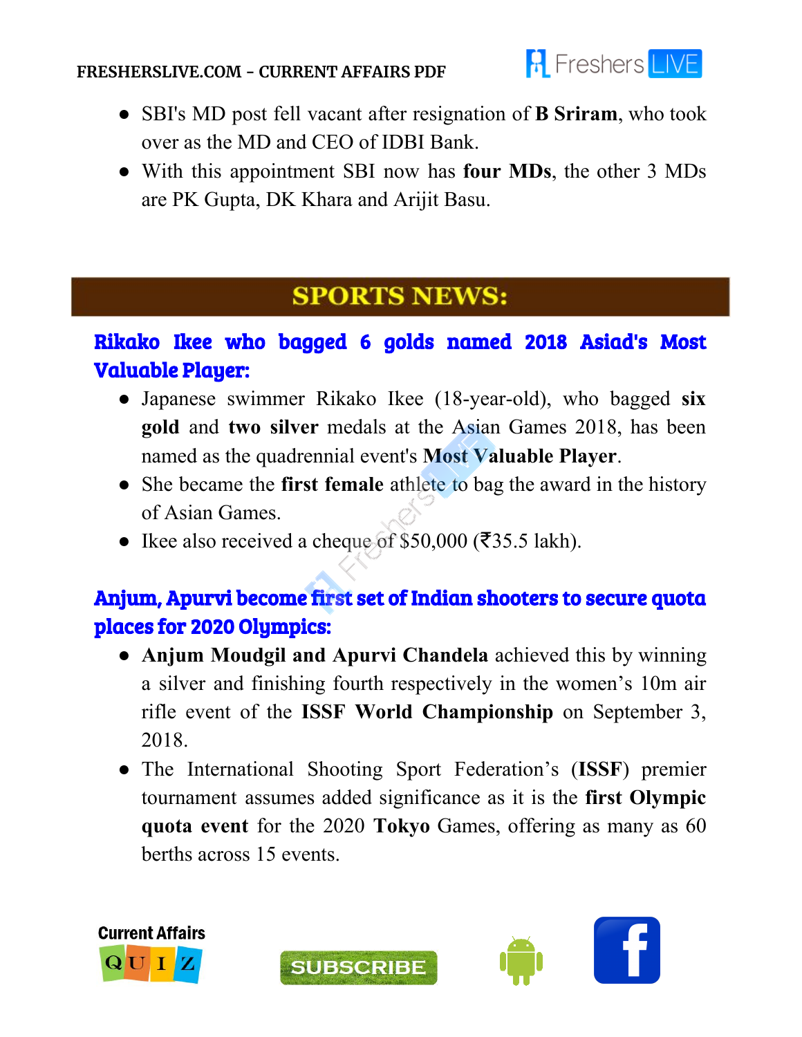- SBI's MD post fell vacant after resignation of **B Sriram**, who took over as the MD and CEO of IDBI Bank.
- With this appointment SBI now has **four MDs**, the other 3 MDs are PK Gupta, DK Khara and Arijit Basu.

## SPORTS NEWS:

### Rikako Ikee who bagged 6 golds named 2018 Asiad's Most Valuable Player:

- Japanese swimmer Rikako Ikee (18-year-old), who bagged **six gold** and **two silver** medals at the Asian Games 2018, has been named as the quadrennial event's **Most Valuable Player**.
- She became the **first female** athlete to bag the award in the history of Asian Games.
- Ikee also received a cheque of $50,000 (₹35.5 lakh).

### Anjum, Apurvi become first set of Indian shooters to secure quota places for 2020 Olympics:

- **Anjum Moudgil and Apurvi Chandela** achieved this by winning a silver and finishing fourth respectively in the women's 10m air rifle event of the **ISSF World Championship** on September 3, 2018.
- The International Shooting Sport Federation's (**ISSF**) premier tournament assumes added significance as it is the **first Olympic quota event** for the 2020 **Tokyo** Games, offering as many as 60 berths across 15 events.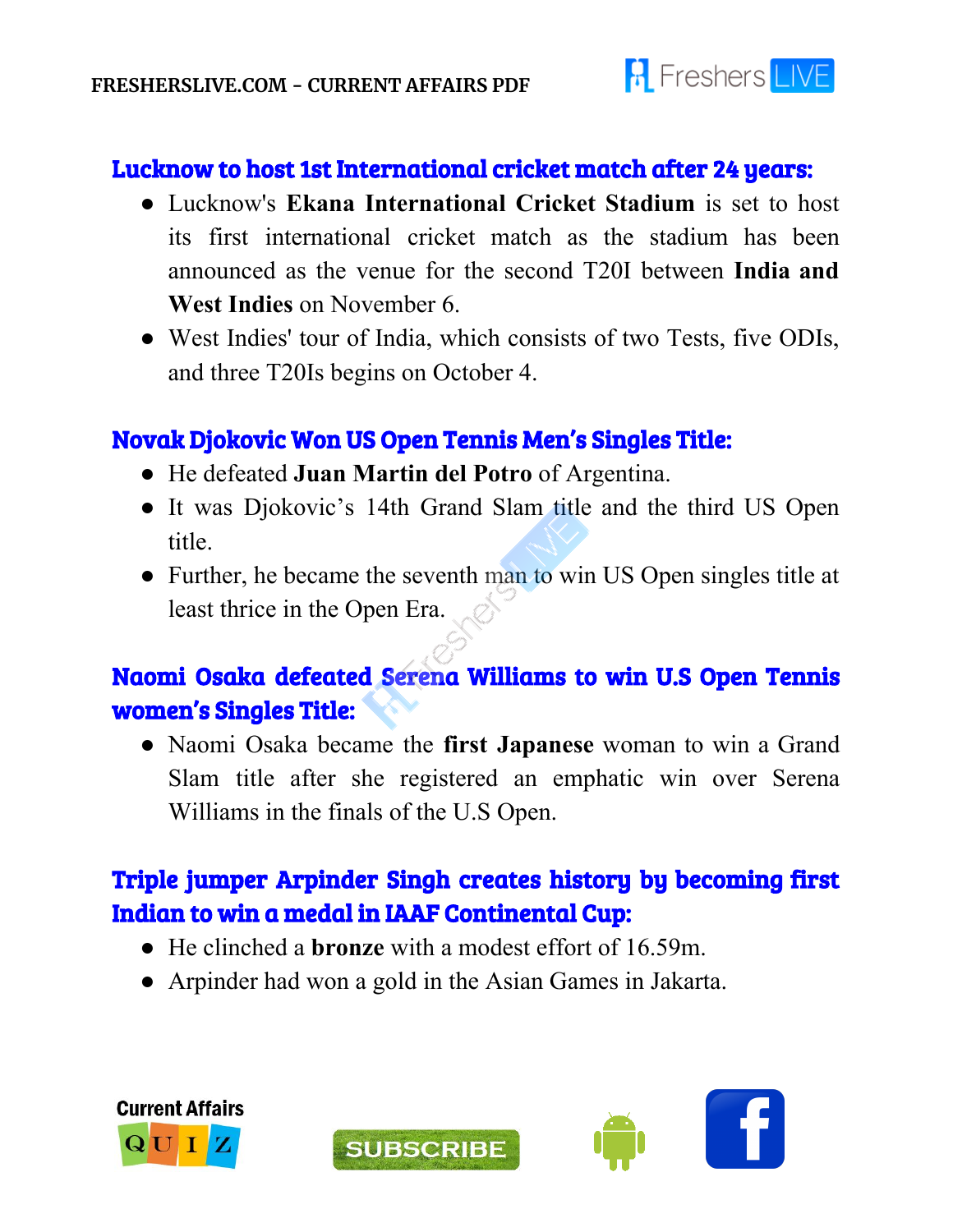## Lucknow to host 1st International cricket match after 24 years:

- Lucknow's **Ekana International Cricket Stadium** is set to host its first international cricket match as the stadium has been announced as the venue for the second T20I between **India and West Indies** on November 6.
- West Indies' tour of India, which consists of two Tests, five ODIs, and three T20Is begins on October 4.

## Novak Djokovic Won US Open Tennis Men's Singles Title:

- He defeated **Juan Martin del Potro** of Argentina.
- It was Djokovic's 14th Grand Slam title and the third US Open title.
- Further, he became the seventh man to win US Open singles title at least thrice in the Open Era.

## Naomi Osaka defeated Serena Williams to win U.S Open Tennis women's Singles Title:

- Naomi Osaka became the **first Japanese** woman to win a Grand Slam title after she registered an emphatic win over Serena Williams in the finals of the U.S Open.

## Triple jumper Arpinder Singh creates history by becoming first Indian to win a medal in IAAF Continental Cup:

- He clinched a **bronze** with a modest effort of 16.59m.
- Arpinder had won a gold in the Asian Games in Jakarta.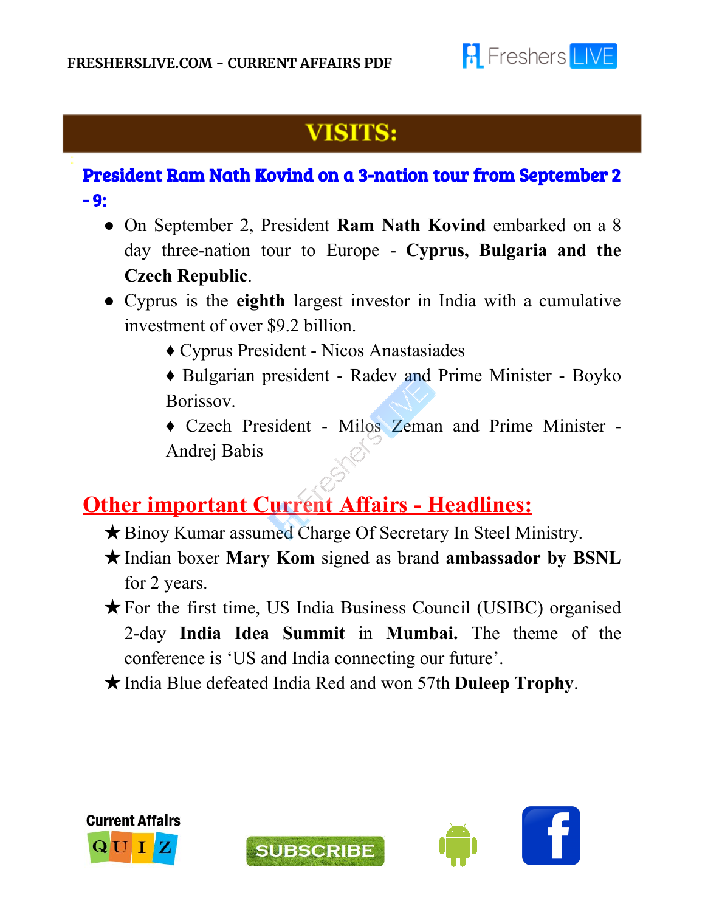# VISITS:

## President Ram Nath Kovind on a 3-nation tour from September 2 - 9:

- On September 2, President **Ram Nath Kovind** embarked on a 8 day three-nation tour to Europe - **Cyprus, Bulgaria and the Czech Republic**.
- Cyprus is the **eighth** largest investor in India with a cumulative investment of over $9.2 billion.
  - ♦ Cyprus President - Nicos Anastasiades
  - ♦ Bulgarian president - Radev and Prime Minister - Boyko Borissov.
  - ♦ Czech President - Milos Zeman and Prime Minister - Andrej Babis

## Other important Current Affairs - Headlines:

★ Binoy Kumar assumed Charge Of Secretary In Steel Ministry.

★ Indian boxer **Mary Kom** signed as brand **ambassador by BSNL** for 2 years.

★ For the first time, US India Business Council (USIBC) organised 2-day **India Idea Summit** in **Mumbai.** The theme of the conference is 'US and India connecting our future'.

★ India Blue defeated India Red and won 57th **Duleep Trophy**.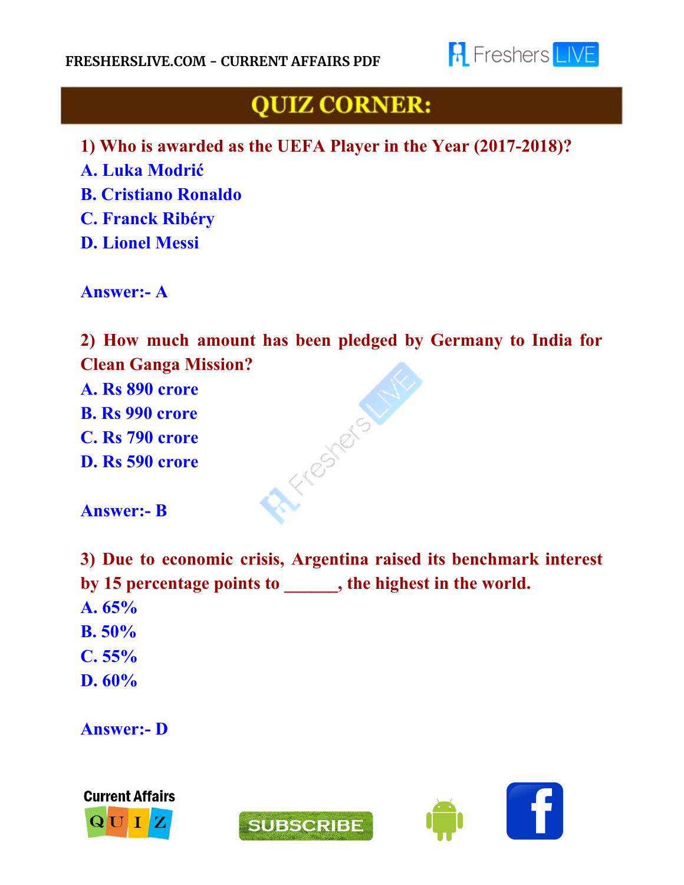# QUIZ CORNER:

**1) Who is awarded as the UEFA Player in the Year (2017-2018)?**

A. Luka Modrić

B. Cristiano Ronaldo

C. Franck Ribéry

D. Lionel Messi

**Answer:- A**

**2) How much amount has been pledged by Germany to India for Clean Ganga Mission?**

A. Rs 890 crore

B. Rs 990 crore

C. Rs 790 crore

D. Rs 590 crore

**Answer:- B**

**3) Due to economic crisis, Argentina raised its benchmark interest by 15 percentage points to ______, the highest in the world.**

A. 65%

B. 50%

C. 55%

D. 60%

**Answer:- D**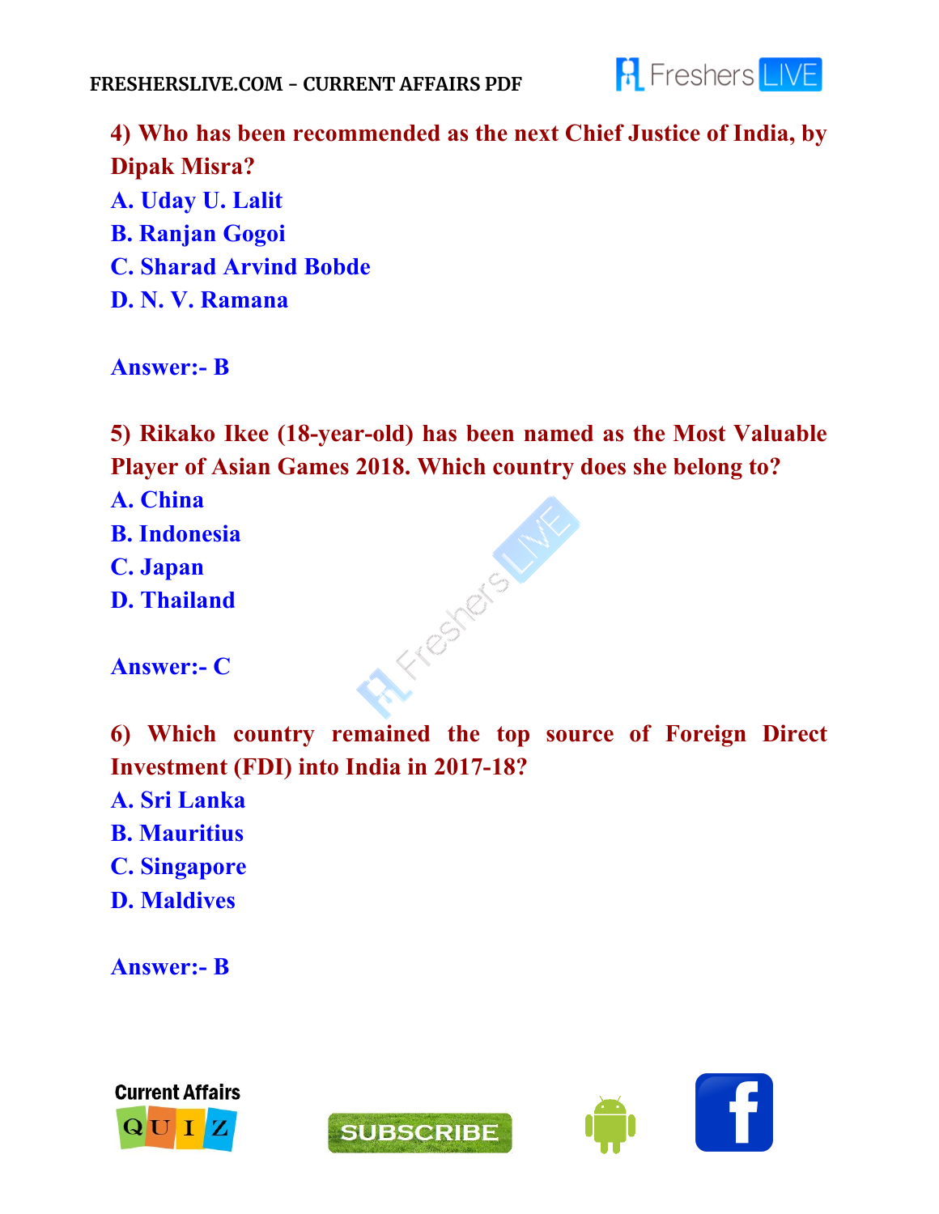**4) Who has been recommended as the next Chief Justice of India, by Dipak Misra?**

A. Uday U. Lalit
B. Ranjan Gogoi
C. Sharad Arvind Bobde
D. N. V. Ramana

Answer:- B

**5) Rikako Ikee (18-year-old) has been named as the Most Valuable Player of Asian Games 2018. Which country does she belong to?**

A. China
B. Indonesia
C. Japan
D. Thailand

Answer:- C

**6) Which country remained the top source of Foreign Direct Investment (FDI) into India in 2017-18?**

A. Sri Lanka
B. Mauritius
C. Singapore
D. Maldives

Answer:- B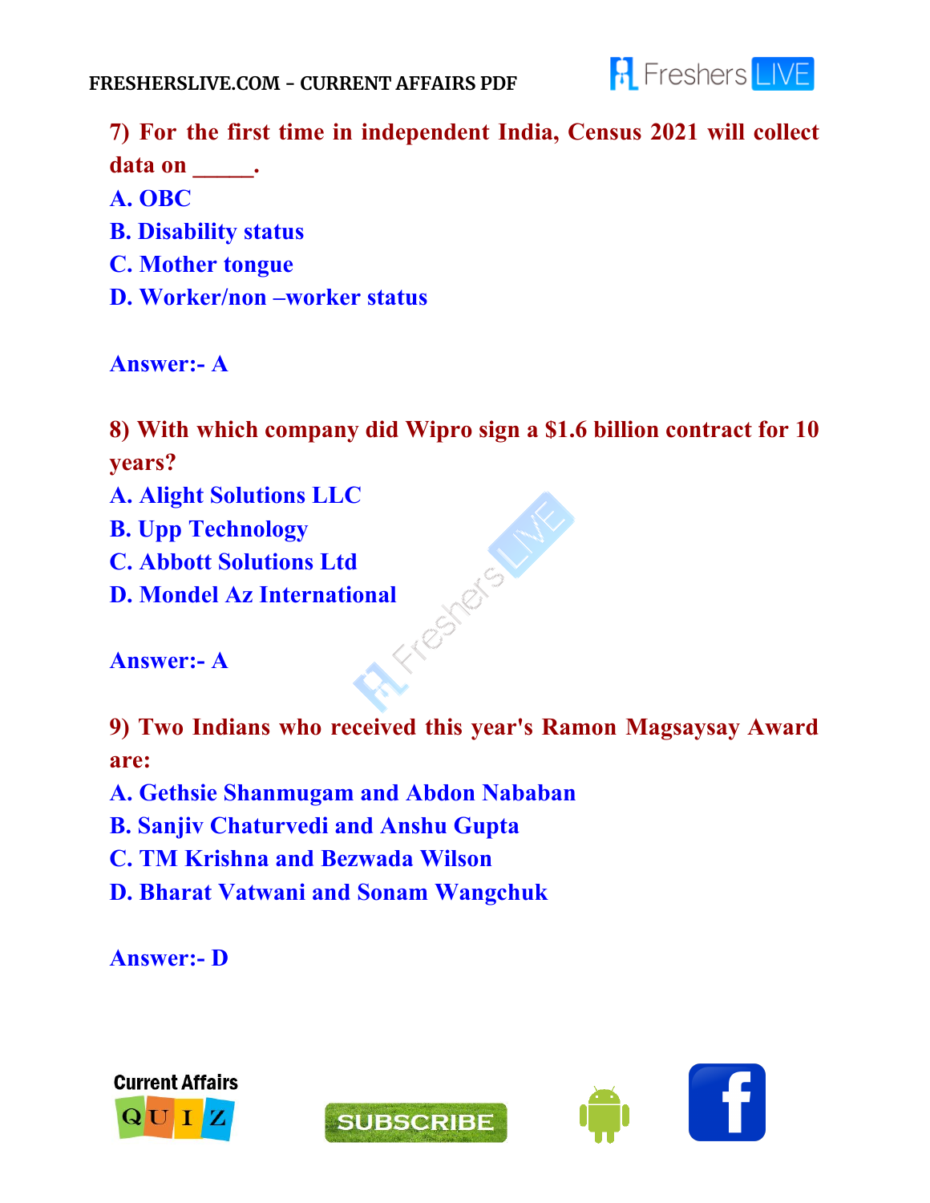**7) For the first time in independent India, Census 2021 will collect data on _____.**

A. OBC
B. Disability status
C. Mother tongue
D. Worker/non –worker status

Answer:- A

**8) With which company did Wipro sign a $1.6 billion contract for 10 years?**

A. Alight Solutions LLC
B. Upp Technology
C. Abbott Solutions Ltd
D. Mondel Az International

Answer:- A

**9) Two Indians who received this year's Ramon Magsaysay Award are:**

A. Gethsie Shanmugam and Abdon Nababan
B. Sanjiv Chaturvedi and Anshu Gupta
C. TM Krishna and Bezwada Wilson
D. Bharat Vatwani and Sonam Wangchuk

Answer:- D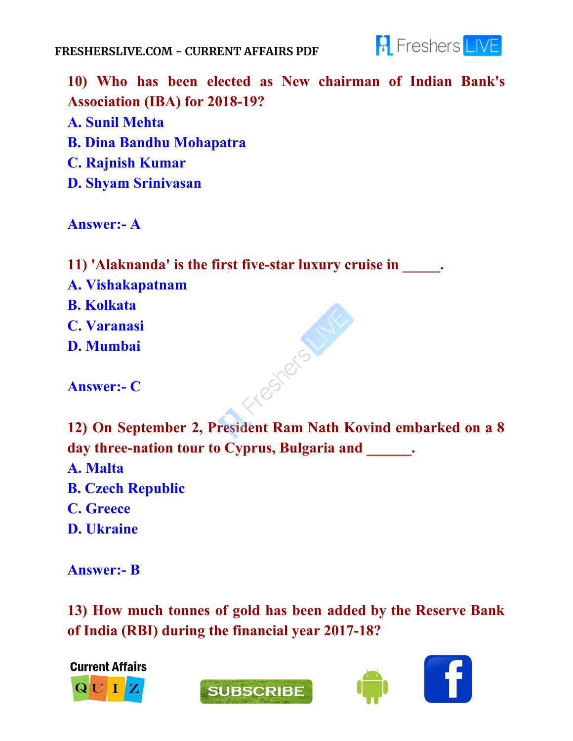**10) Who has been elected as New chairman of Indian Bank's Association (IBA) for 2018-19?**

A. Sunil Mehta
B. Dina Bandhu Mohapatra
C. Rajnish Kumar
D. Shyam Srinivasan

Answer:- A

**11) 'Alaknanda' is the first five-star luxury cruise in _____.**

A. Vishakapatnam
B. Kolkata
C. Varanasi
D. Mumbai

Answer:- C

**12) On September 2, President Ram Nath Kovind embarked on a 8 day three-nation tour to Cyprus, Bulgaria and ______.**

A. Malta
B. Czech Republic
C. Greece
D. Ukraine

Answer:- B

**13) How much tonnes of gold has been added by the Reserve Bank of India (RBI) during the financial year 2017-18?**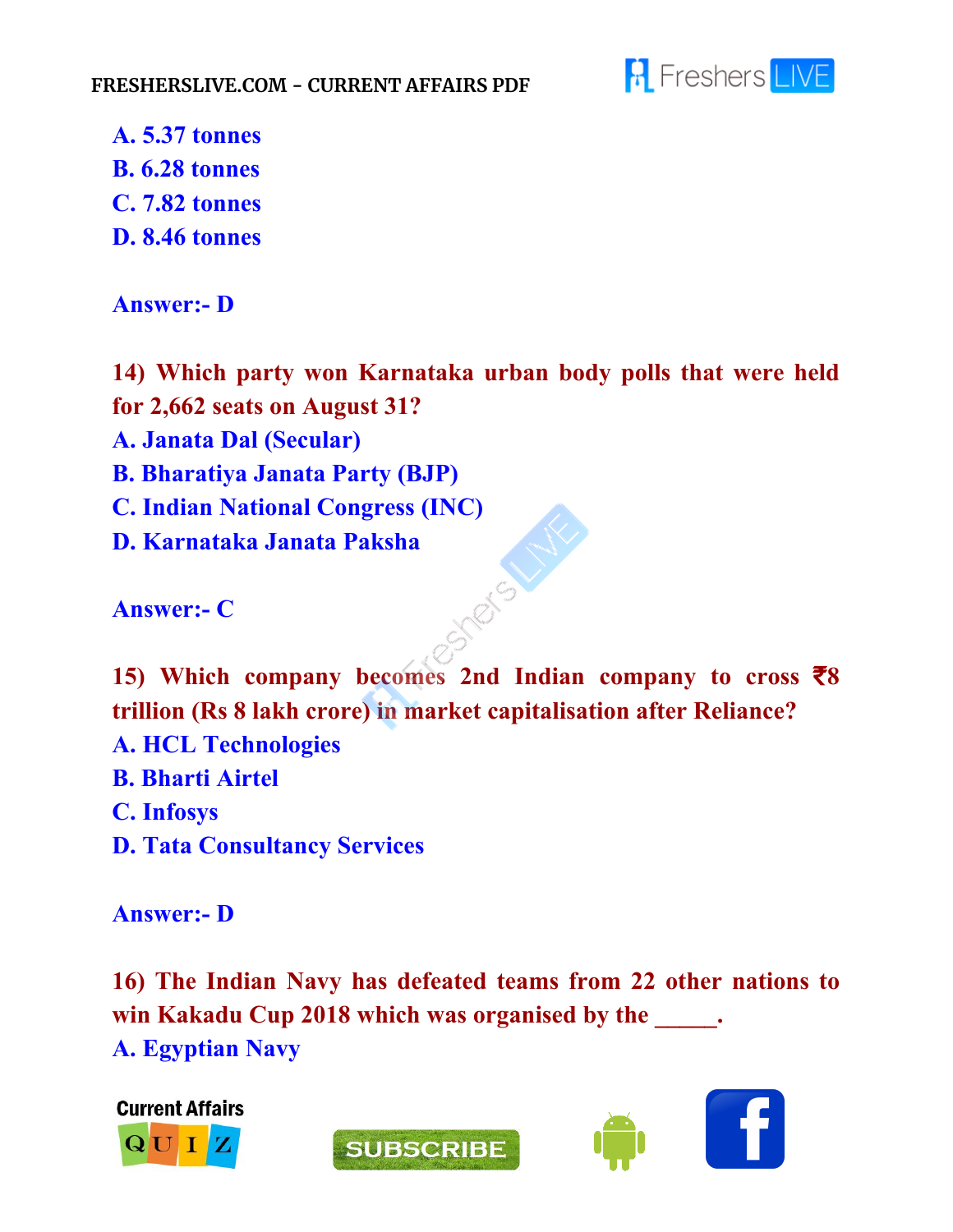A. 5.37 tonnes
B. 6.28 tonnes
C. 7.82 tonnes
D. 8.46 tonnes

Answer:- D

**14) Which party won Karnataka urban body polls that were held for 2,662 seats on August 31?**

A. Janata Dal (Secular)
B. Bharatiya Janata Party (BJP)
C. Indian National Congress (INC)
D. Karnataka Janata Paksha

Answer:- C

**15) Which company becomes 2nd Indian company to cross ₹8 trillion (Rs 8 lakh crore) in market capitalisation after Reliance?**

A. HCL Technologies
B. Bharti Airtel
C. Infosys
D. Tata Consultancy Services

Answer:- D

**16) The Indian Navy has defeated teams from 22 other nations to win Kakadu Cup 2018 which was organised by the _____.**

A. Egyptian Navy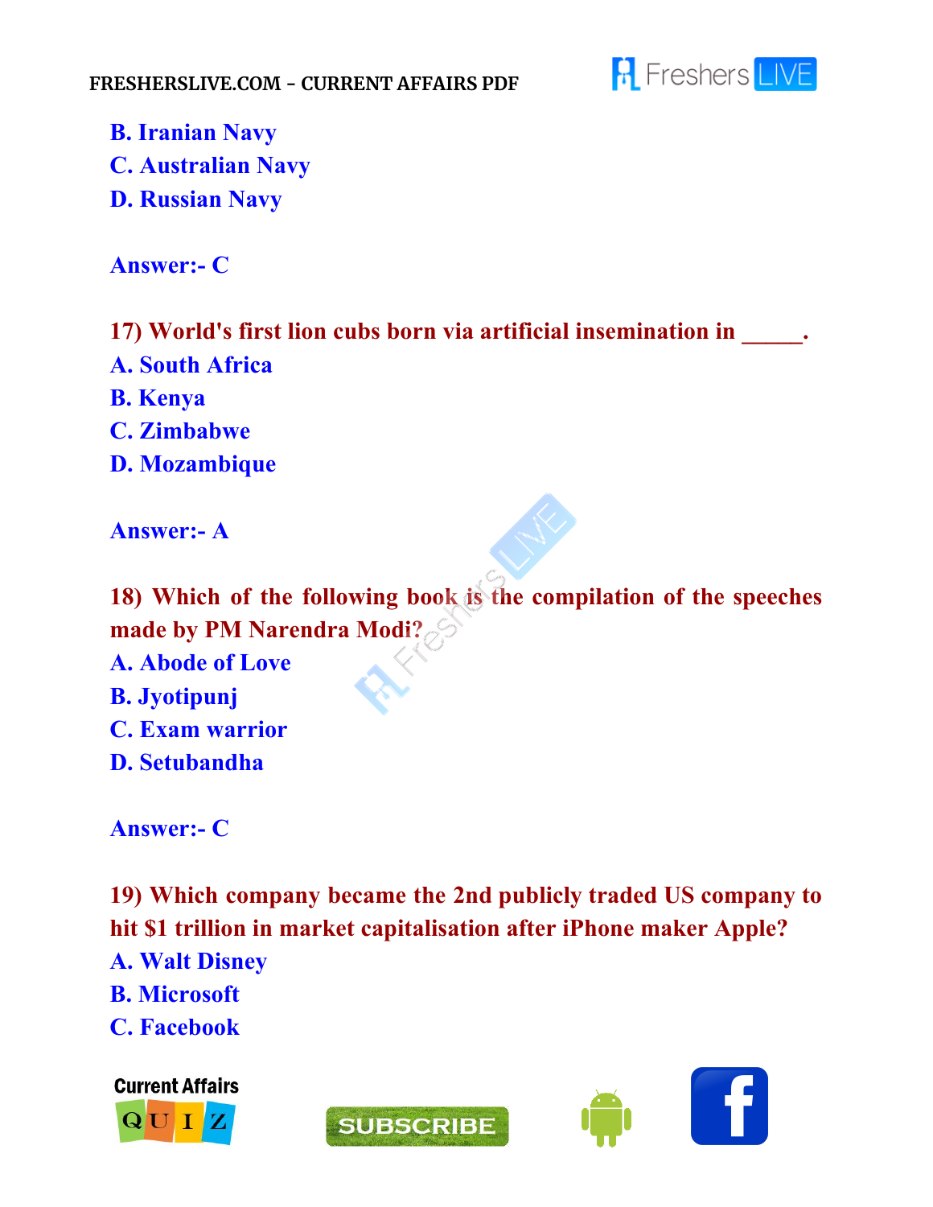B. Iranian Navy
C. Australian Navy
D. Russian Navy

Answer:- C

**17) World's first lion cubs born via artificial insemination in _____.**
A. South Africa
B. Kenya
C. Zimbabwe
D. Mozambique

Answer:- A

**18) Which of the following book is the compilation of the speeches made by PM Narendra Modi?**
A. Abode of Love
B. Jyotipunj
C. Exam warrior
D. Setubandha

Answer:- C

**19) Which company became the 2nd publicly traded US company to hit $1 trillion in market capitalisation after iPhone maker Apple?**
A. Walt Disney
B. Microsoft
C. Facebook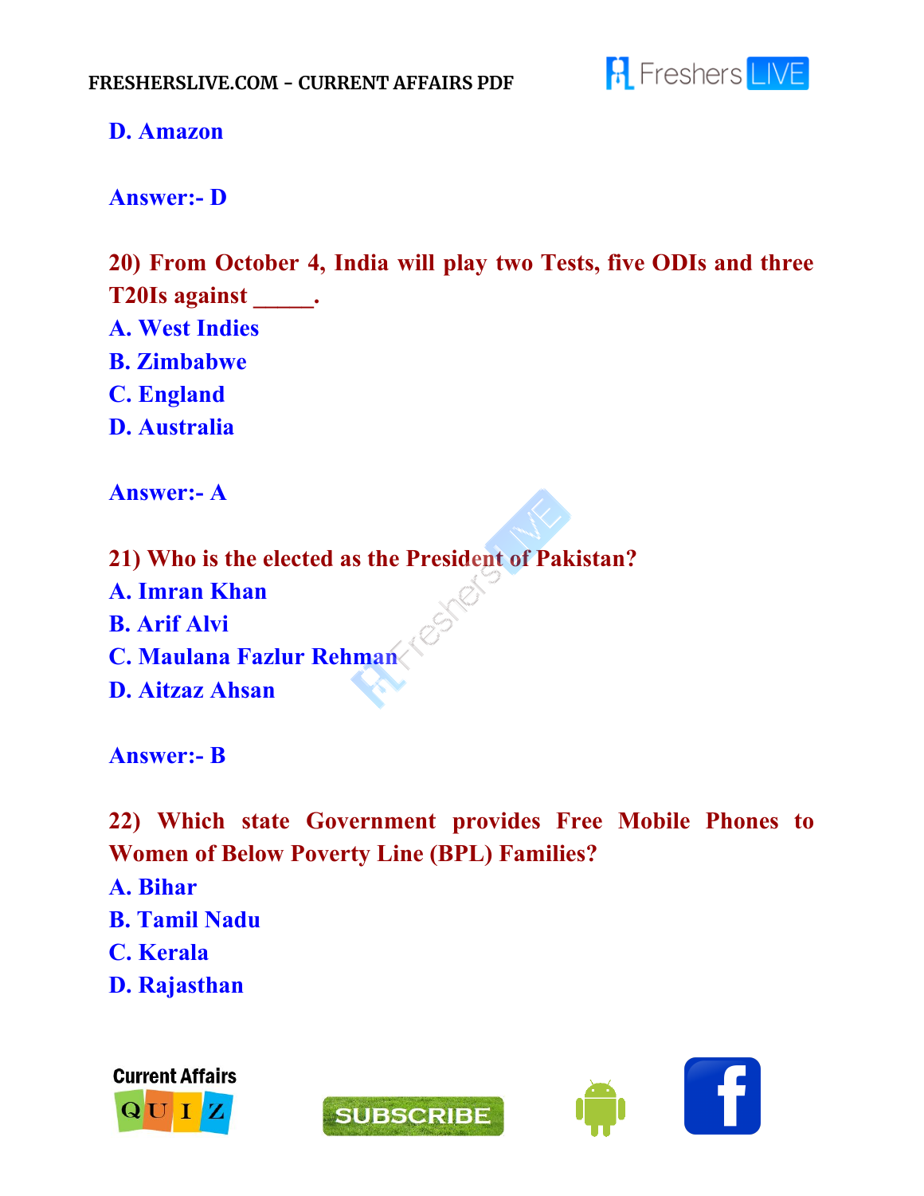**D. Amazon**

**Answer:- D**

**20) From October 4, India will play two Tests, five ODIs and three T20Is against _____.**

**A. West Indies**
**B. Zimbabwe**
**C. England**
**D. Australia**

**Answer:- A**

**21) Who is the elected as the President of Pakistan?**

**A. Imran Khan**
**B. Arif Alvi**
**C. Maulana Fazlur Rehman**
**D. Aitzaz Ahsan**

**Answer:- B**

**22) Which state Government provides Free Mobile Phones to Women of Below Poverty Line (BPL) Families?**

**A. Bihar**
**B. Tamil Nadu**
**C. Kerala**
**D. Rajasthan**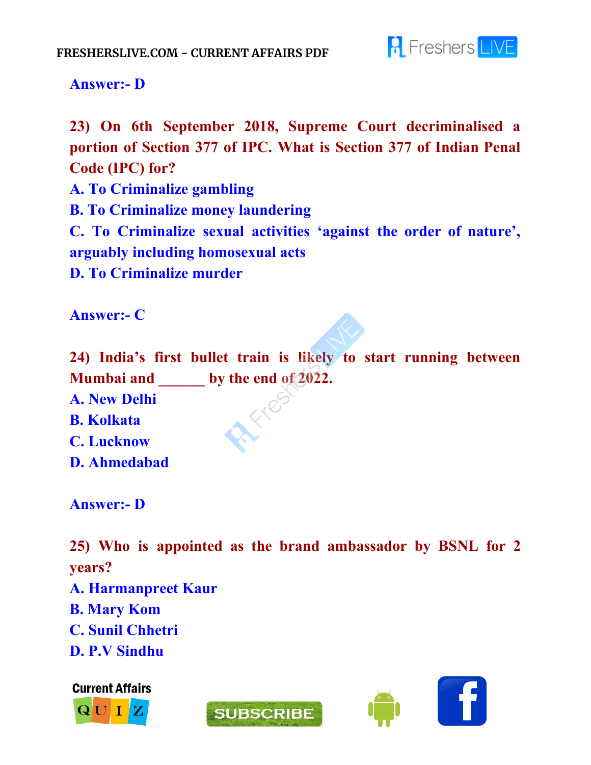**Answer:- D**

**23) On 6th September 2018, Supreme Court decriminalised a portion of Section 377 of IPC. What is Section 377 of Indian Penal Code (IPC) for?**

**A. To Criminalize gambling**

**B. To Criminalize money laundering**

**C. To Criminalize sexual activities 'against the order of nature', arguably including homosexual acts**

**D. To Criminalize murder**

**Answer:- C**

**24) India's first bullet train is likely to start running between Mumbai and ______ by the end of 2022.**

**A. New Delhi**

**B. Kolkata**

**C. Lucknow**

**D. Ahmedabad**

**Answer:- D**

**25) Who is appointed as the brand ambassador by BSNL for 2 years?**

**A. Harmanpreet Kaur**

**B. Mary Kom**

**C. Sunil Chhetri**

**D. P.V Sindhu**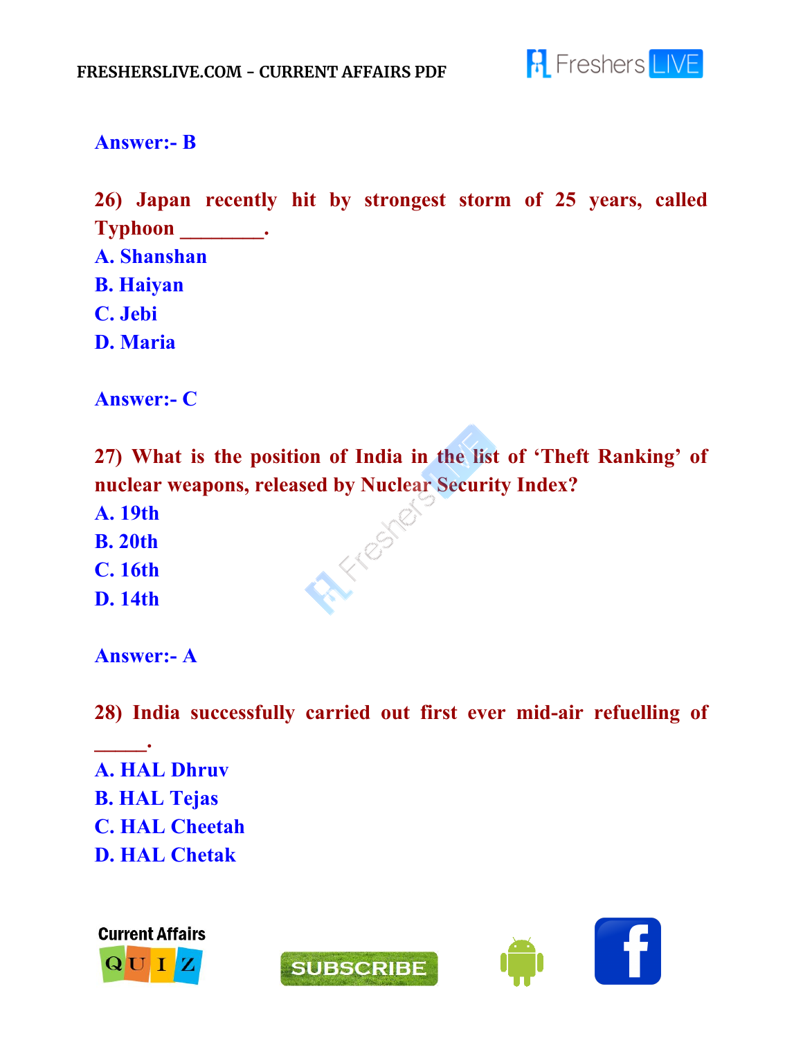**Answer:- B**

**26) Japan recently hit by strongest storm of 25 years, called Typhoon ________.**

**A. Shanshan**

**B. Haiyan**

**C. Jebi**

**D. Maria**

**Answer:- C**

**27) What is the position of India in the list of 'Theft Ranking' of nuclear weapons, released by Nuclear Security Index?**

**A. 19th**

**B. 20th**

**C. 16th**

**D. 14th**

**Answer:- A**

**28) India successfully carried out first ever mid-air refuelling of _____.**

**A. HAL Dhruv**

**B. HAL Tejas**

**C. HAL Cheetah**

**D. HAL Chetak**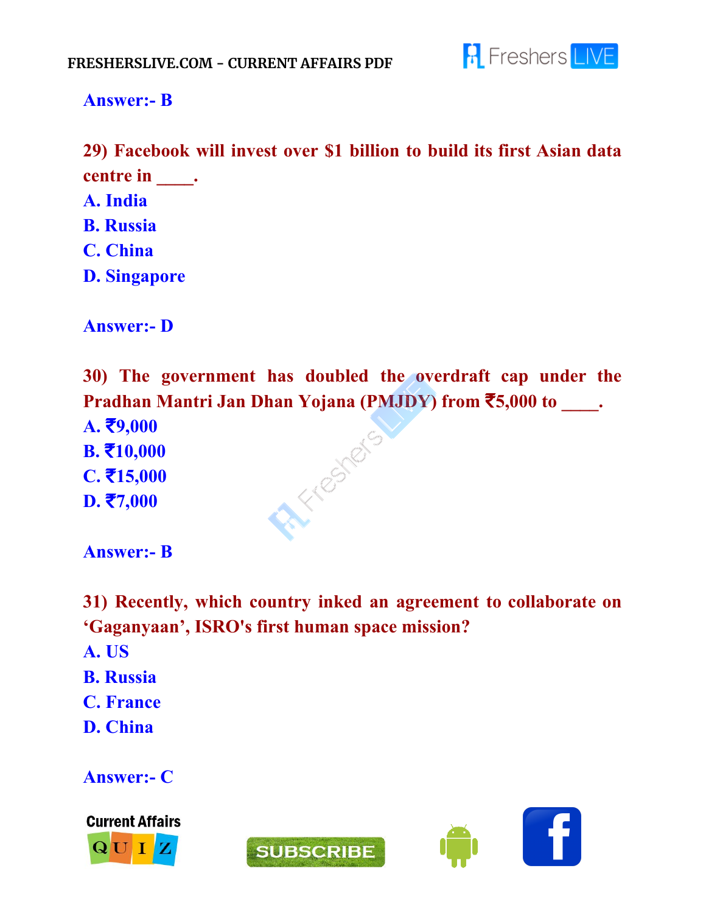**Answer:- B**

**29) Facebook will invest over $1 billion to build its first Asian data centre in ____.**

**A. India**

**B. Russia**

**C. China**

**D. Singapore**

**Answer:- D**

**30) The government has doubled the overdraft cap under the Pradhan Mantri Jan Dhan Yojana (PMJDY) from ₹5,000 to ____.**

**A. ₹9,000**

**B. ₹10,000**

**C. ₹15,000**

**D. ₹7,000**

**Answer:- B**

**31) Recently, which country inked an agreement to collaborate on 'Gaganyaan', ISRO's first human space mission?**

**A. US**

**B. Russia**

**C. France**

**D. China**

**Answer:- C**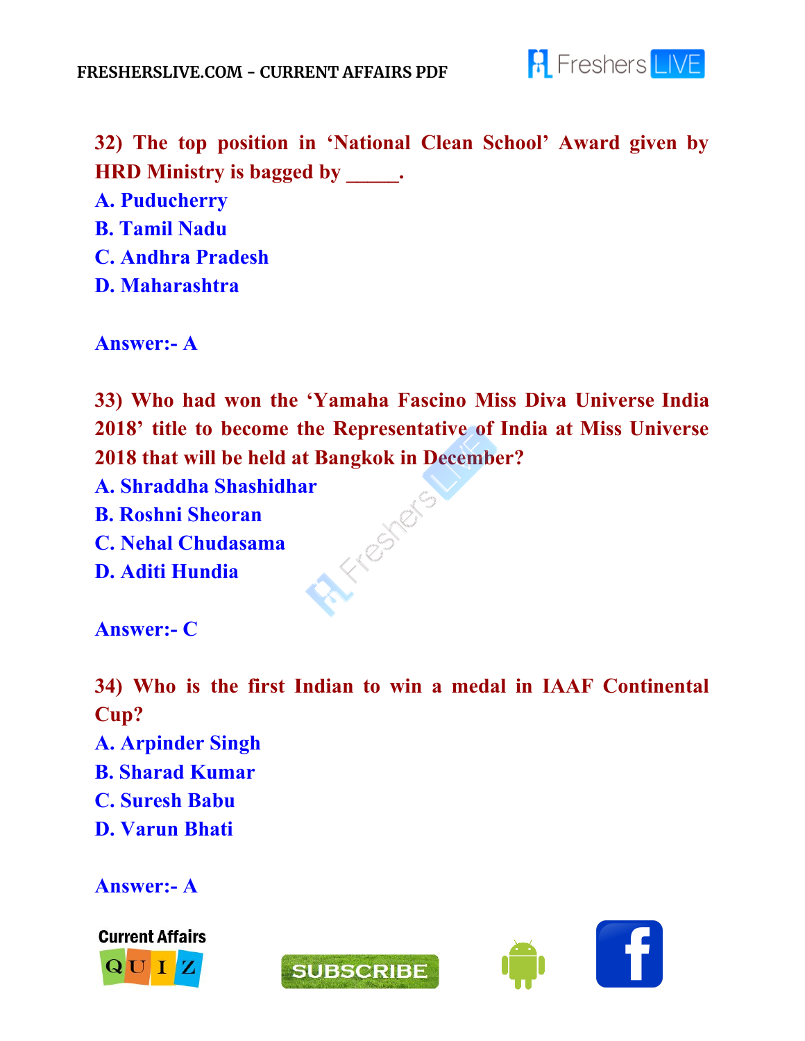**32) The top position in 'National Clean School' Award given by HRD Ministry is bagged by _____.**

A. Puducherry

B. Tamil Nadu

C. Andhra Pradesh

D. Maharashtra

Answer:- A

**33) Who had won the 'Yamaha Fascino Miss Diva Universe India 2018' title to become the Representative of India at Miss Universe 2018 that will be held at Bangkok in December?**

A. Shraddha Shashidhar

B. Roshni Sheoran

C. Nehal Chudasama

D. Aditi Hundia

Answer:- C

**34) Who is the first Indian to win a medal in IAAF Continental Cup?**

A. Arpinder Singh

B. Sharad Kumar

C. Suresh Babu

D. Varun Bhati

Answer:- A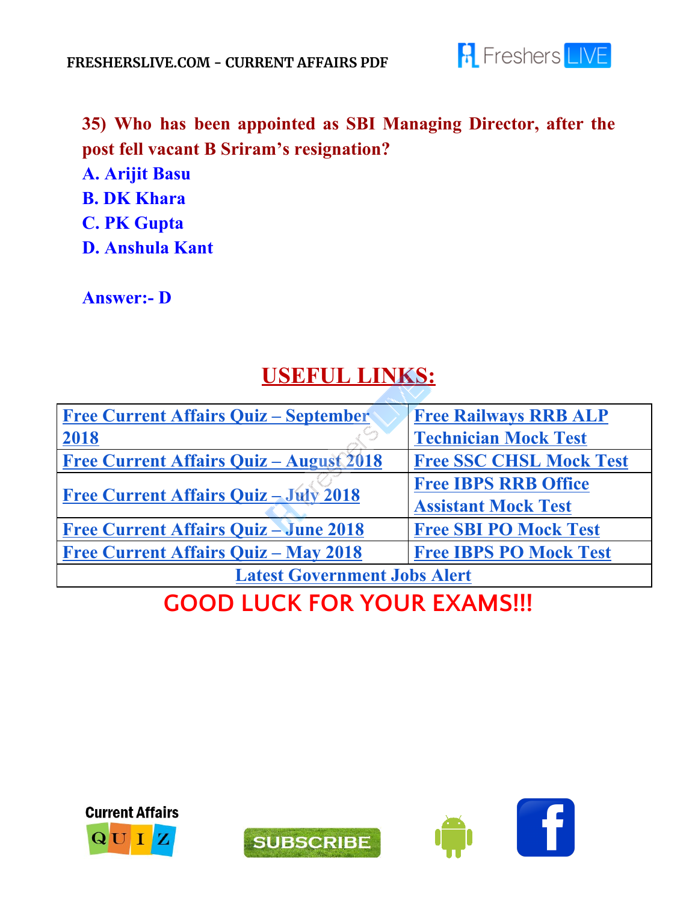**35) Who has been appointed as SBI Managing Director, after the post fell vacant B Sriram's resignation?**

A. Arijit Basu

B. DK Khara

C. PK Gupta

D. Anshula Kant

**Answer:- D**

## USEFUL LINKS:

| | |
|---|---|
| Free Current Affairs Quiz – September 2018 | Free Railways RRB ALP Technician Mock Test |
| Free Current Affairs Quiz – August 2018 | Free SSC CHSL Mock Test |
| Free Current Affairs Quiz – July 2018 | Free IBPS RRB Office Assistant Mock Test |
| Free Current Affairs Quiz – June 2018 | Free SBI PO Mock Test |
| Free Current Affairs Quiz – May 2018 | Free IBPS PO Mock Test |
| Latest Government Jobs Alert | |

**GOOD LUCK FOR YOUR EXAMS!!!**